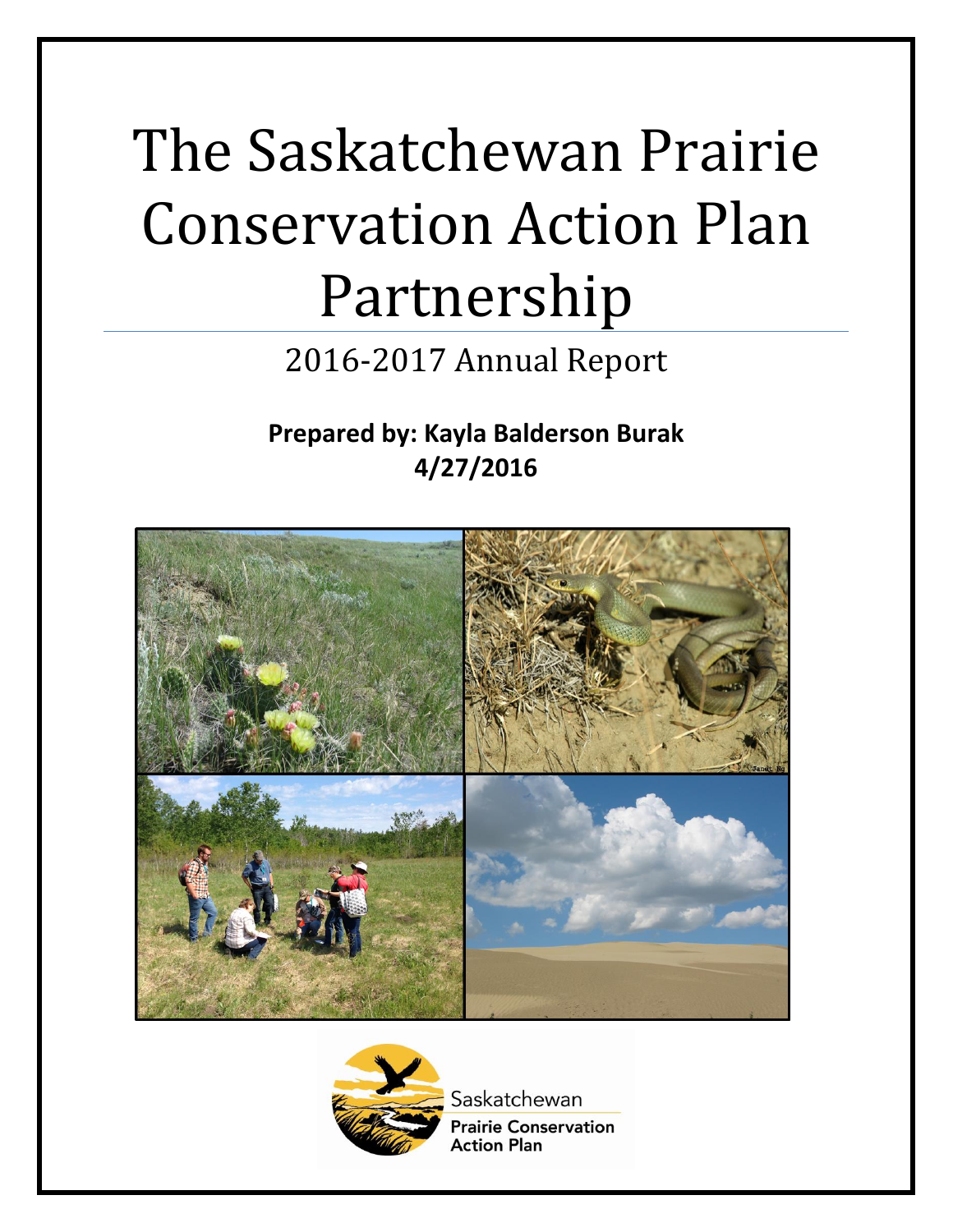# The Saskatchewan Prairie Conservation Action Plan Partnership

## 2016-2017 Annual Report

**Prepared by: Kayla Balderson Burak**
**4/27/2016**

Saskatchewan
**Prairie Conservation Action Plan**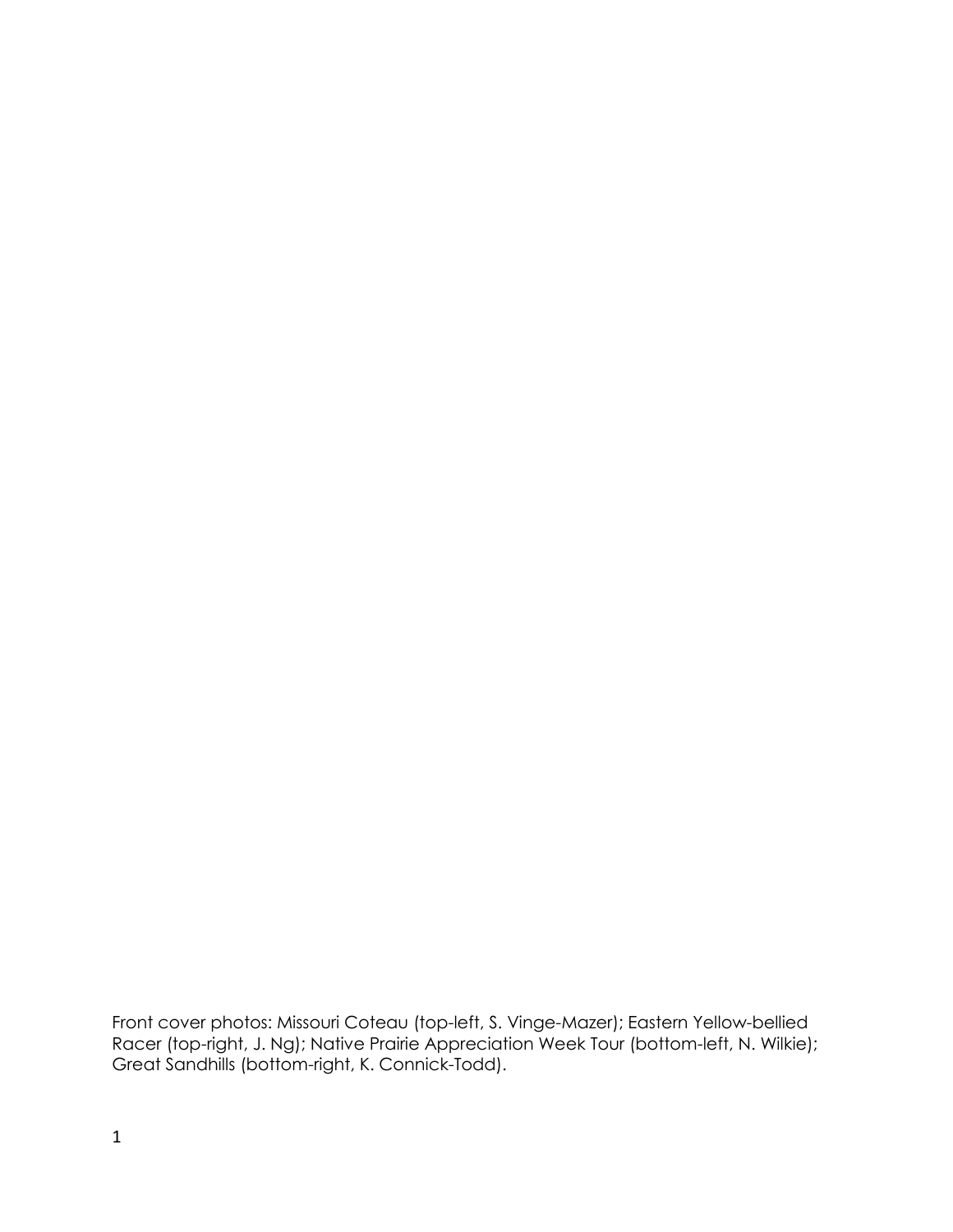Front cover photos: Missouri Coteau (top-left, S. Vinge-Mazer); Eastern Yellow-bellied Racer (top-right, J. Ng); Native Prairie Appreciation Week Tour (bottom-left, N. Wilkie); Great Sandhills (bottom-right, K. Connick-Todd).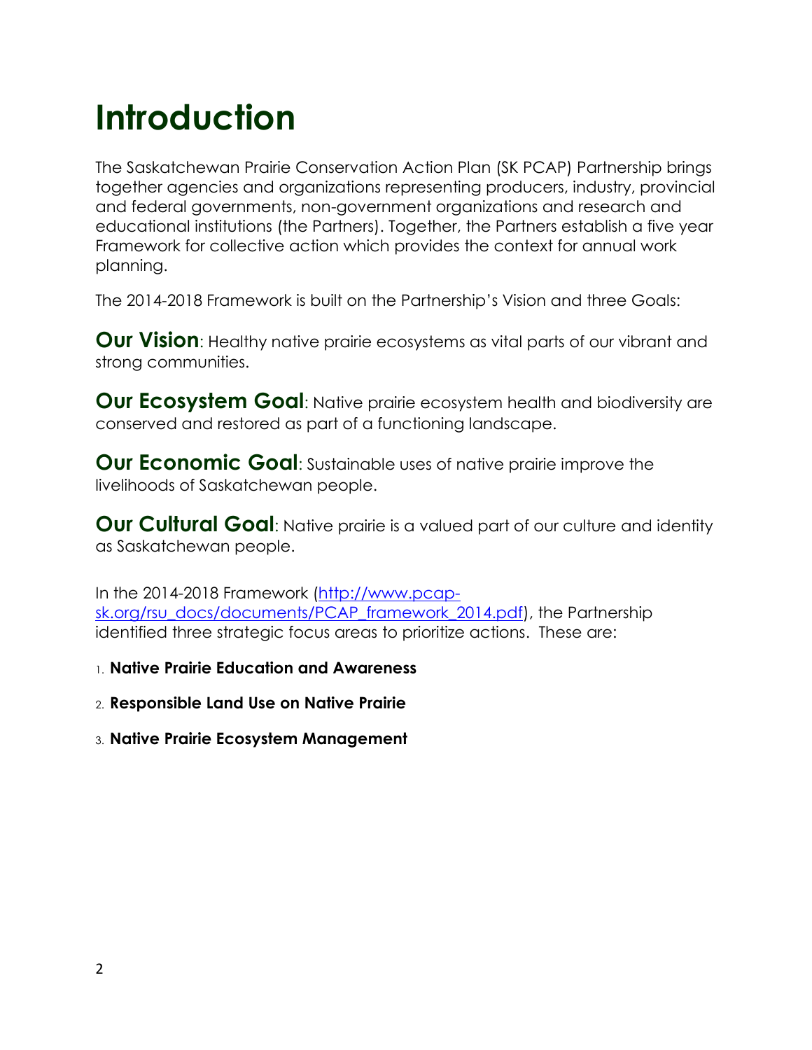# Introduction

The Saskatchewan Prairie Conservation Action Plan (SK PCAP) Partnership brings together agencies and organizations representing producers, industry, provincial and federal governments, non-government organizations and research and educational institutions (the Partners). Together, the Partners establish a five year Framework for collective action which provides the context for annual work planning.

The 2014-2018 Framework is built on the Partnership's Vision and three Goals:

**Our Vision**: Healthy native prairie ecosystems as vital parts of our vibrant and strong communities.

**Our Ecosystem Goal**: Native prairie ecosystem health and biodiversity are conserved and restored as part of a functioning landscape.

**Our Economic Goal**: Sustainable uses of native prairie improve the livelihoods of Saskatchewan people.

**Our Cultural Goal**: Native prairie is a valued part of our culture and identity as Saskatchewan people.

In the 2014-2018 Framework (http://www.pcap-sk.org/rsu_docs/documents/PCAP_framework_2014.pdf), the Partnership identified three strategic focus areas to prioritize actions. These are:

1. **Native Prairie Education and Awareness**
2. **Responsible Land Use on Native Prairie**
3. **Native Prairie Ecosystem Management**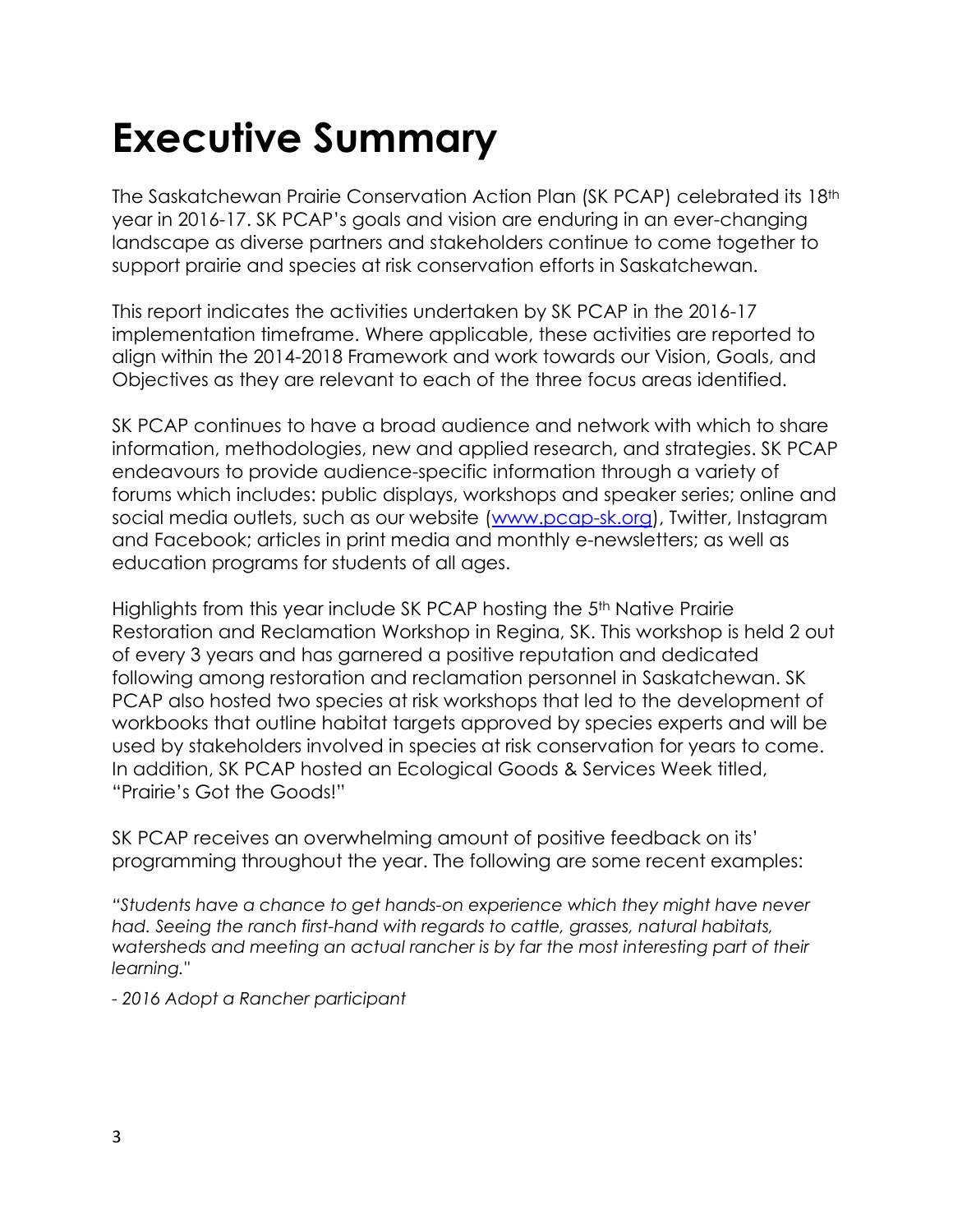# Executive Summary

The Saskatchewan Prairie Conservation Action Plan (SK PCAP) celebrated its 18th year in 2016-17. SK PCAP's goals and vision are enduring in an ever-changing landscape as diverse partners and stakeholders continue to come together to support prairie and species at risk conservation efforts in Saskatchewan.

This report indicates the activities undertaken by SK PCAP in the 2016-17 implementation timeframe. Where applicable, these activities are reported to align within the 2014-2018 Framework and work towards our Vision, Goals, and Objectives as they are relevant to each of the three focus areas identified.

SK PCAP continues to have a broad audience and network with which to share information, methodologies, new and applied research, and strategies. SK PCAP endeavours to provide audience-specific information through a variety of forums which includes: public displays, workshops and speaker series; online and social media outlets, such as our website ([www.pcap-sk.org](www.pcap-sk.org)), Twitter, Instagram and Facebook; articles in print media and monthly e-newsletters; as well as education programs for students of all ages.

Highlights from this year include SK PCAP hosting the 5th Native Prairie Restoration and Reclamation Workshop in Regina, SK. This workshop is held 2 out of every 3 years and has garnered a positive reputation and dedicated following among restoration and reclamation personnel in Saskatchewan. SK PCAP also hosted two species at risk workshops that led to the development of workbooks that outline habitat targets approved by species experts and will be used by stakeholders involved in species at risk conservation for years to come. In addition, SK PCAP hosted an Ecological Goods & Services Week titled, "Prairie's Got the Goods!"

SK PCAP receives an overwhelming amount of positive feedback on its' programming throughout the year. The following are some recent examples:

*"Students have a chance to get hands-on experience which they might have never had. Seeing the ranch first-hand with regards to cattle, grasses, natural habitats, watersheds and meeting an actual rancher is by far the most interesting part of their learning."*

*- 2016 Adopt a Rancher participant*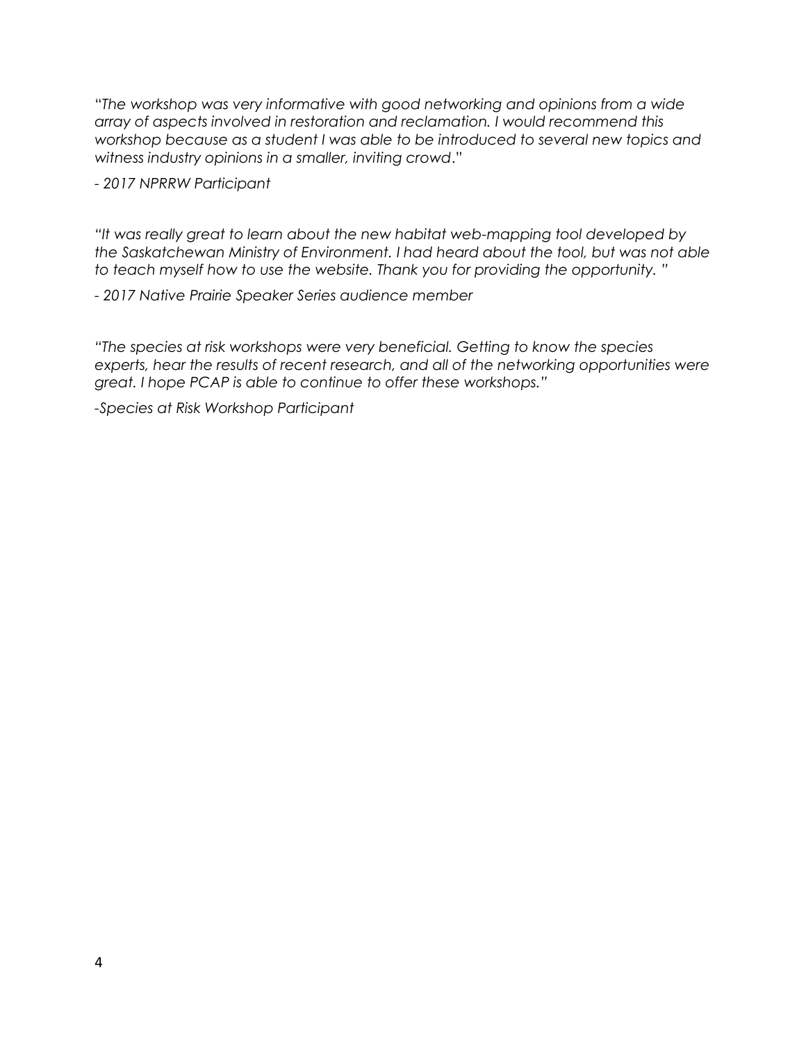*"The workshop was very informative with good networking and opinions from a wide array of aspects involved in restoration and reclamation. I would recommend this workshop because as a student I was able to be introduced to several new topics and witness industry opinions in a smaller, inviting crowd."*

*- 2017 NPRRW Participant*

*"It was really great to learn about the new habitat web-mapping tool developed by the Saskatchewan Ministry of Environment. I had heard about the tool, but was not able to teach myself how to use the website. Thank you for providing the opportunity. "*

*- 2017 Native Prairie Speaker Series audience member*

*"The species at risk workshops were very beneficial. Getting to know the species experts, hear the results of recent research, and all of the networking opportunities were great. I hope PCAP is able to continue to offer these workshops."*

*-Species at Risk Workshop Participant*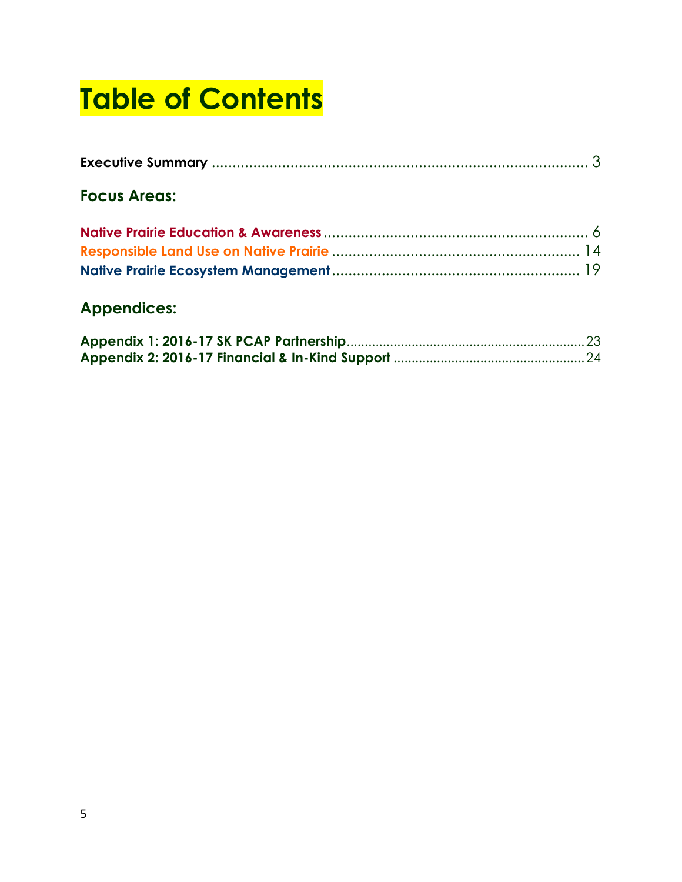# Table of Contents

**Executive Summary** ............................................................................................ 3

## Focus Areas:

**Native Prairie Education & Awareness** ................................................................. 6
**Responsible Land Use on Native Prairie** ............................................................. 14
**Native Prairie Ecosystem Management** ............................................................ 19

## Appendices:

**Appendix 1: 2016-17 SK PCAP Partnership** ................................................................ 23
**Appendix 2: 2016-17 Financial & In-Kind Support** .................................................... 24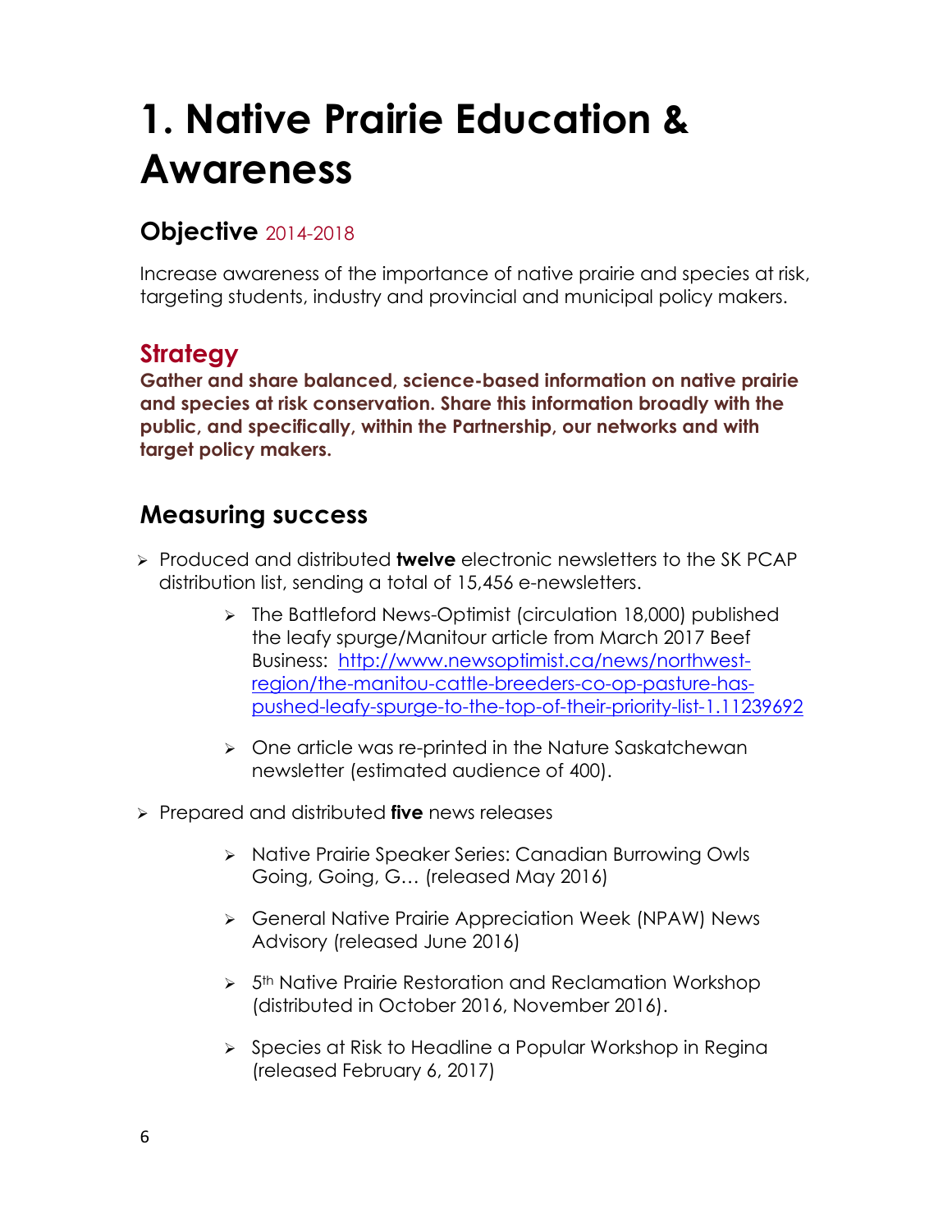# 1. Native Prairie Education & Awareness

## Objective 2014-2018

Increase awareness of the importance of native prairie and species at risk, targeting students, industry and provincial and municipal policy makers.

## Strategy

**Gather and share balanced, science-based information on native prairie and species at risk conservation. Share this information broadly with the public, and specifically, within the Partnership, our networks and with target policy makers.**

## Measuring success

- Produced and distributed **twelve** electronic newsletters to the SK PCAP distribution list, sending a total of 15,456 e-newsletters.
    - The Battleford News-Optimist (circulation 18,000) published the leafy spurge/Manitour article from March 2017 Beef Business: http://www.newsoptimist.ca/news/northwest-region/the-manitou-cattle-breeders-co-op-pasture-has-pushed-leafy-spurge-to-the-top-of-their-priority-list-1.11239692
    - One article was re-printed in the Nature Saskatchewan newsletter (estimated audience of 400).
- Prepared and distributed **five** news releases
    - Native Prairie Speaker Series: Canadian Burrowing Owls Going, Going, G… (released May 2016)
    - General Native Prairie Appreciation Week (NPAW) News Advisory (released June 2016)
    - 5th Native Prairie Restoration and Reclamation Workshop (distributed in October 2016, November 2016).
    - Species at Risk to Headline a Popular Workshop in Regina (released February 6, 2017)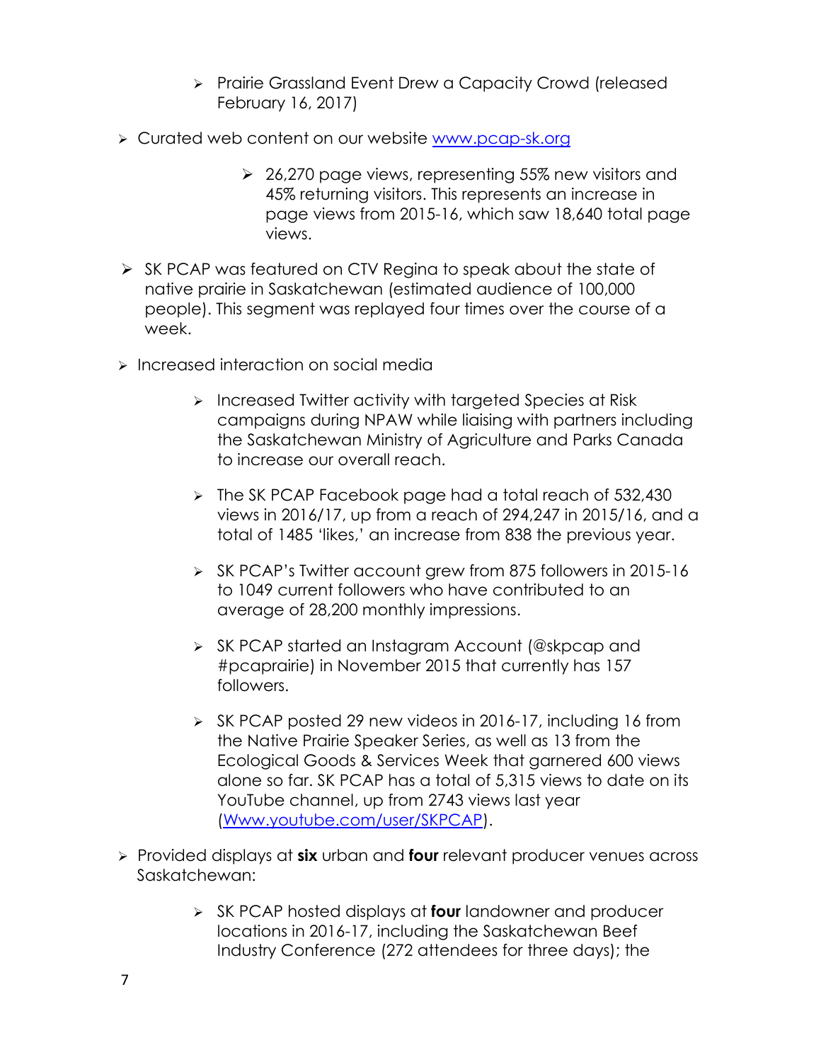- Prairie Grassland Event Drew a Capacity Crowd (released February 16, 2017)

- Curated web content on our website www.pcap-sk.org

    - 26,270 page views, representing 55% new visitors and 45% returning visitors. This represents an increase in page views from 2015-16, which saw 18,640 total page views.

- SK PCAP was featured on CTV Regina to speak about the state of native prairie in Saskatchewan (estimated audience of 100,000 people). This segment was replayed four times over the course of a week.

- Increased interaction on social media

    - Increased Twitter activity with targeted Species at Risk campaigns during NPAW while liaising with partners including the Saskatchewan Ministry of Agriculture and Parks Canada to increase our overall reach.

    - The SK PCAP Facebook page had a total reach of 532,430 views in 2016/17, up from a reach of 294,247 in 2015/16, and a total of 1485 'likes,' an increase from 838 the previous year.

    - SK PCAP's Twitter account grew from 875 followers in 2015-16 to 1049 current followers who have contributed to an average of 28,200 monthly impressions.

    - SK PCAP started an Instagram Account (@skpcap and #pcaprairie) in November 2015 that currently has 157 followers.

    - SK PCAP posted 29 new videos in 2016-17, including 16 from the Native Prairie Speaker Series, as well as 13 from the Ecological Goods & Services Week that garnered 600 views alone so far. SK PCAP has a total of 5,315 views to date on its YouTube channel, up from 2743 views last year (Www.youtube.com/user/SKPCAP).

- Provided displays at **six** urban and **four** relevant producer venues across Saskatchewan:

    - SK PCAP hosted displays at **four** landowner and producer locations in 2016-17, including the Saskatchewan Beef Industry Conference (272 attendees for three days); the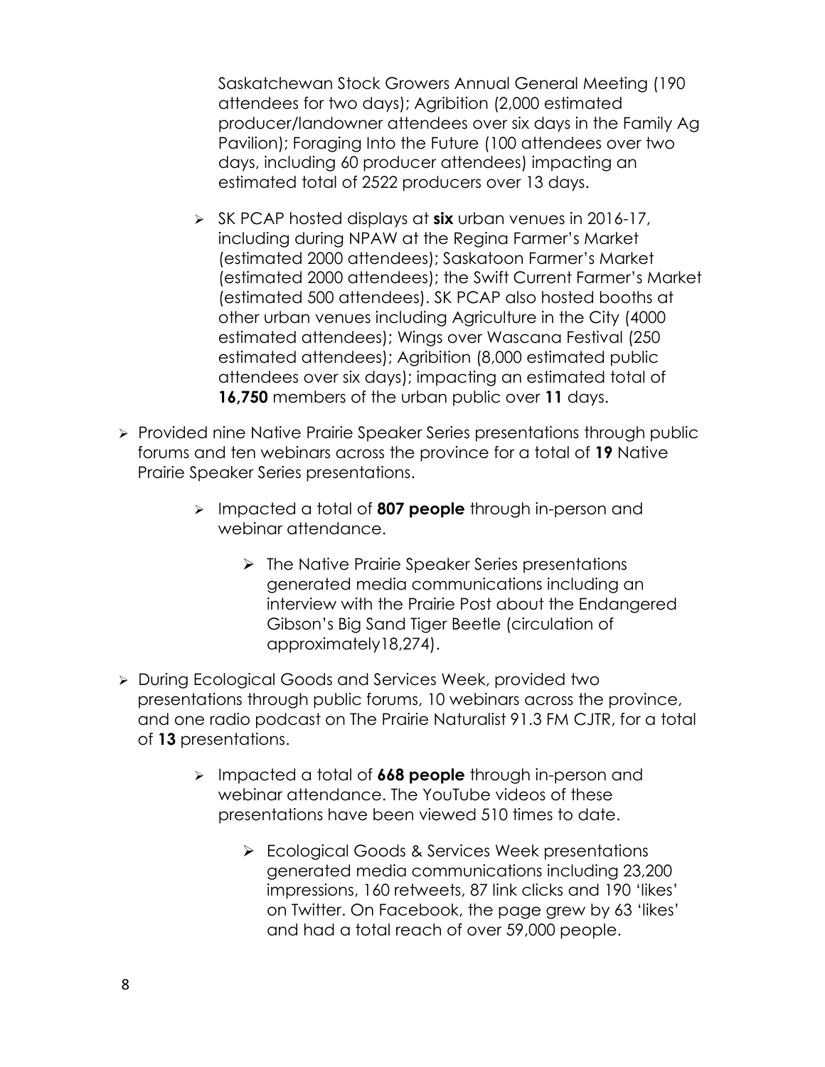Saskatchewan Stock Growers Annual General Meeting (190 attendees for two days); Agribition (2,000 estimated producer/landowner attendees over six days in the Family Ag Pavilion); Foraging Into the Future (100 attendees over two days, including 60 producer attendees) impacting an estimated total of 2522 producers over 13 days.

  - SK PCAP hosted displays at **six** urban venues in 2016-17, including during NPAW at the Regina Farmer's Market (estimated 2000 attendees); Saskatoon Farmer's Market (estimated 2000 attendees); the Swift Current Farmer's Market (estimated 500 attendees). SK PCAP also hosted booths at other urban venues including Agriculture in the City (4000 estimated attendees); Wings over Wascana Festival (250 estimated attendees); Agribition (8,000 estimated public attendees over six days); impacting an estimated total of **16,750** members of the urban public over **11** days.

- Provided nine Native Prairie Speaker Series presentations through public forums and ten webinars across the province for a total of **19** Native Prairie Speaker Series presentations.
  - Impacted a total of **807 people** through in-person and webinar attendance.
    - The Native Prairie Speaker Series presentations generated media communications including an interview with the Prairie Post about the Endangered Gibson's Big Sand Tiger Beetle (circulation of approximately18,274).

- During Ecological Goods and Services Week, provided two presentations through public forums, 10 webinars across the province, and one radio podcast on The Prairie Naturalist 91.3 FM CJTR, for a total of **13** presentations.
  - Impacted a total of **668 people** through in-person and webinar attendance. The YouTube videos of these presentations have been viewed 510 times to date.
    - Ecological Goods & Services Week presentations generated media communications including 23,200 impressions, 160 retweets, 87 link clicks and 190 'likes' on Twitter. On Facebook, the page grew by 63 'likes' and had a total reach of over 59,000 people.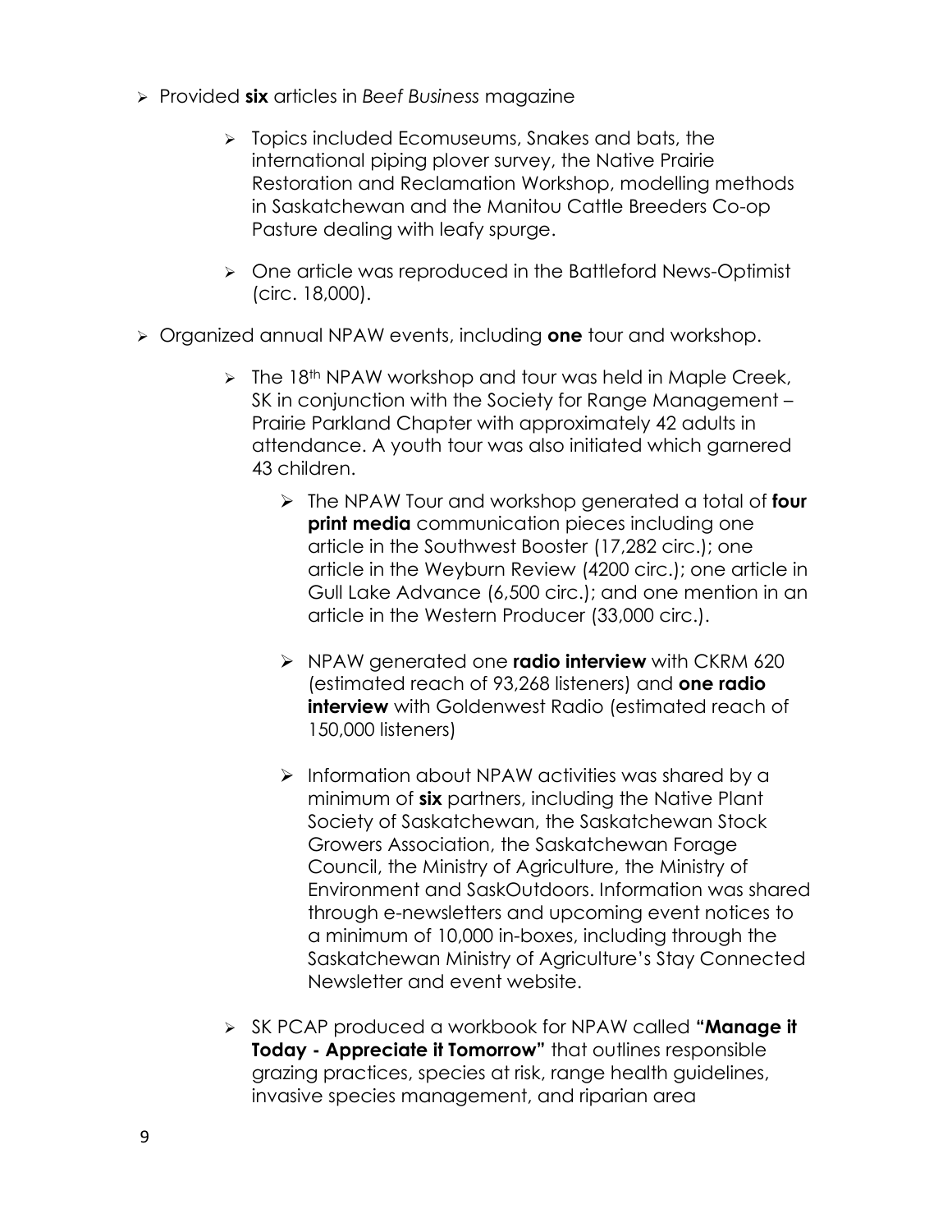- Provided **six** articles in *Beef Business* magazine
    - Topics included Ecomuseums, Snakes and bats, the international piping plover survey, the Native Prairie Restoration and Reclamation Workshop, modelling methods in Saskatchewan and the Manitou Cattle Breeders Co-op Pasture dealing with leafy spurge.
    - One article was reproduced in the Battleford News-Optimist (circ. 18,000).
- Organized annual NPAW events, including **one** tour and workshop.
    - The 18th NPAW workshop and tour was held in Maple Creek, SK in conjunction with the Society for Range Management – Prairie Parkland Chapter with approximately 42 adults in attendance. A youth tour was also initiated which garnered 43 children.
        - The NPAW Tour and workshop generated a total of **four print media** communication pieces including one article in the Southwest Booster (17,282 circ.); one article in the Weyburn Review (4200 circ.); one article in Gull Lake Advance (6,500 circ.); and one mention in an article in the Western Producer (33,000 circ.).
        - NPAW generated one **radio interview** with CKRM 620 (estimated reach of 93,268 listeners) and **one radio interview** with Goldenwest Radio (estimated reach of 150,000 listeners)
        - Information about NPAW activities was shared by a minimum of **six** partners, including the Native Plant Society of Saskatchewan, the Saskatchewan Stock Growers Association, the Saskatchewan Forage Council, the Ministry of Agriculture, the Ministry of Environment and SaskOutdoors. Information was shared through e-newsletters and upcoming event notices to a minimum of 10,000 in-boxes, including through the Saskatchewan Ministry of Agriculture's Stay Connected Newsletter and event website.
    - SK PCAP produced a workbook for NPAW called **"Manage it Today - Appreciate it Tomorrow"** that outlines responsible grazing practices, species at risk, range health guidelines, invasive species management, and riparian area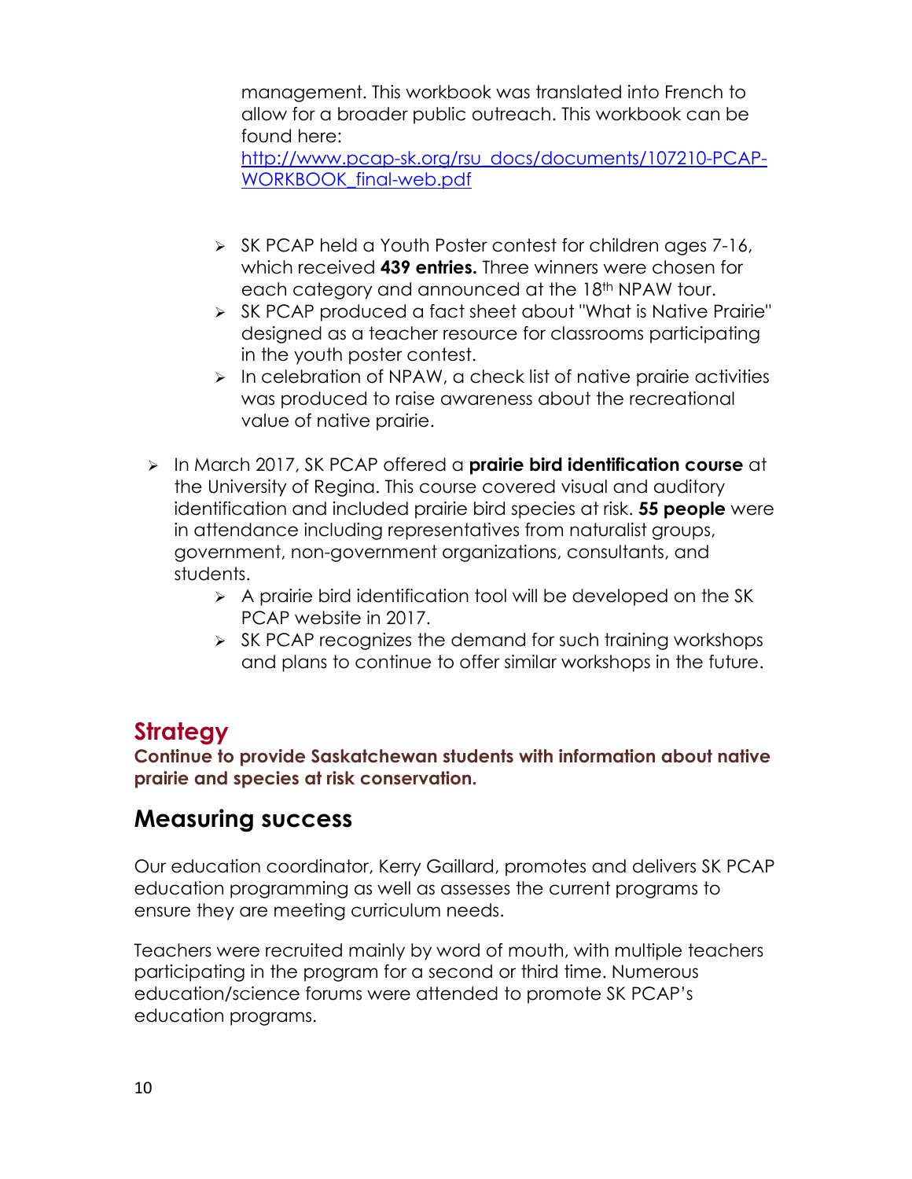management. This workbook was translated into French to allow for a broader public outreach. This workbook can be found here: [http://www.pcap-sk.org/rsu_docs/documents/107210-PCAP-WORKBOOK_final-web.pdf](http://www.pcap-sk.org/rsu_docs/documents/107210-PCAP-WORKBOOK_final-web.pdf)

  - SK PCAP held a Youth Poster contest for children ages 7-16, which received **439 entries.** Three winners were chosen for each category and announced at the 18th NPAW tour.
  - SK PCAP produced a fact sheet about "What is Native Prairie" designed as a teacher resource for classrooms participating in the youth poster contest.
  - In celebration of NPAW, a check list of native prairie activities was produced to raise awareness about the recreational value of native prairie.

- In March 2017, SK PCAP offered a **prairie bird identification course** at the University of Regina. This course covered visual and auditory identification and included prairie bird species at risk. **55 people** were in attendance including representatives from naturalist groups, government, non-government organizations, consultants, and students.
  - A prairie bird identification tool will be developed on the SK PCAP website in 2017.
  - SK PCAP recognizes the demand for such training workshops and plans to continue to offer similar workshops in the future.

## Strategy

**Continue to provide Saskatchewan students with information about native prairie and species at risk conservation.**

## Measuring success

Our education coordinator, Kerry Gaillard, promotes and delivers SK PCAP education programming as well as assesses the current programs to ensure they are meeting curriculum needs.

Teachers were recruited mainly by word of mouth, with multiple teachers participating in the program for a second or third time. Numerous education/science forums were attended to promote SK PCAP's education programs.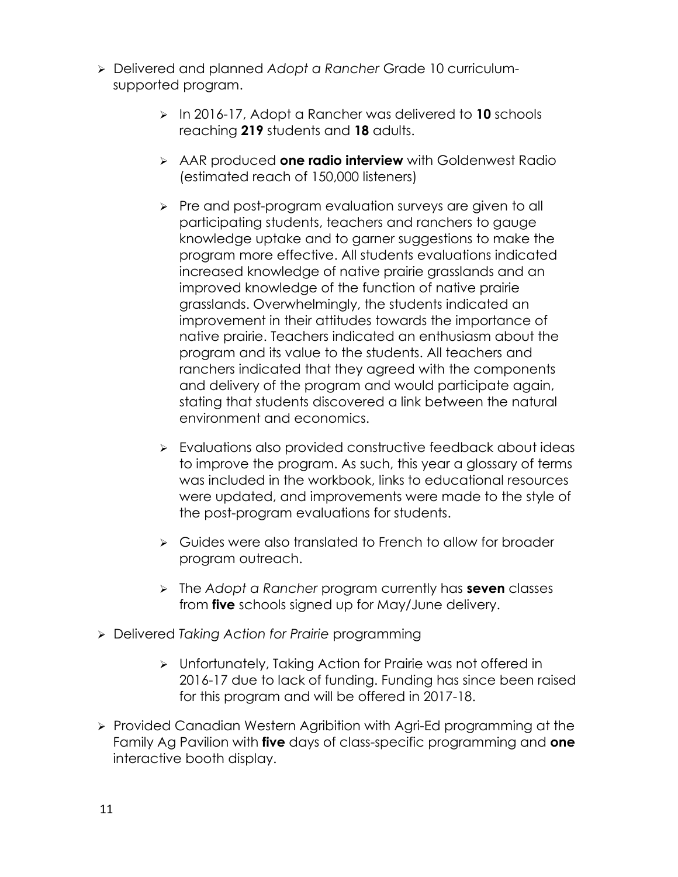- Delivered and planned *Adopt a Rancher* Grade 10 curriculum-supported program.
  - In 2016-17, Adopt a Rancher was delivered to **10** schools reaching **219** students and **18** adults.
  - AAR produced **one radio interview** with Goldenwest Radio (estimated reach of 150,000 listeners)
  - Pre and post-program evaluation surveys are given to all participating students, teachers and ranchers to gauge knowledge uptake and to garner suggestions to make the program more effective. All students evaluations indicated increased knowledge of native prairie grasslands and an improved knowledge of the function of native prairie grasslands. Overwhelmingly, the students indicated an improvement in their attitudes towards the importance of native prairie. Teachers indicated an enthusiasm about the program and its value to the students. All teachers and ranchers indicated that they agreed with the components and delivery of the program and would participate again, stating that students discovered a link between the natural environment and economics.
  - Evaluations also provided constructive feedback about ideas to improve the program. As such, this year a glossary of terms was included in the workbook, links to educational resources were updated, and improvements were made to the style of the post-program evaluations for students.
  - Guides were also translated to French to allow for broader program outreach.
  - The *Adopt a Rancher* program currently has **seven** classes from **five** schools signed up for May/June delivery.
- Delivered *Taking Action for Prairie* programming
  - Unfortunately, Taking Action for Prairie was not offered in 2016-17 due to lack of funding. Funding has since been raised for this program and will be offered in 2017-18.
- Provided Canadian Western Agribition with Agri-Ed programming at the Family Ag Pavilion with **five** days of class-specific programming and **one** interactive booth display.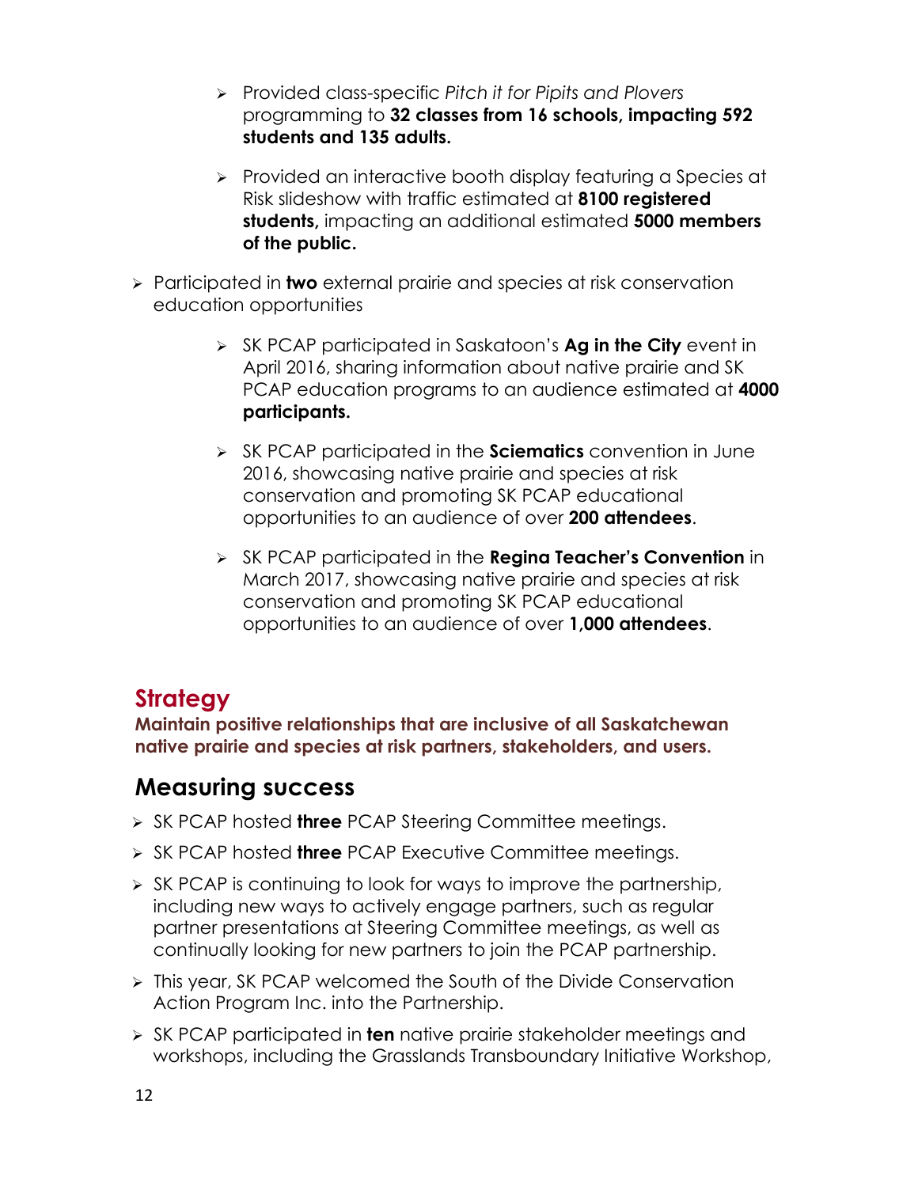- Provided class-specific *Pitch it for Pipits and Plovers* programming to **32 classes from 16 schools, impacting 592 students and 135 adults.**
    - Provided an interactive booth display featuring a Species at Risk slideshow with traffic estimated at **8100 registered students,** impacting an additional estimated **5000 members of the public.**

- Participated in **two** external prairie and species at risk conservation education opportunities
    - SK PCAP participated in Saskatoon's **Ag in the City** event in April 2016, sharing information about native prairie and SK PCAP education programs to an audience estimated at **4000 participants.**
    - SK PCAP participated in the **Sciematics** convention in June 2016, showcasing native prairie and species at risk conservation and promoting SK PCAP educational opportunities to an audience of over **200 attendees**.
    - SK PCAP participated in the **Regina Teacher's Convention** in March 2017, showcasing native prairie and species at risk conservation and promoting SK PCAP educational opportunities to an audience of over **1,000 attendees**.

## Strategy

**Maintain positive relationships that are inclusive of all Saskatchewan native prairie and species at risk partners, stakeholders, and users.**

## Measuring success

- SK PCAP hosted **three** PCAP Steering Committee meetings.
- SK PCAP hosted **three** PCAP Executive Committee meetings.
- SK PCAP is continuing to look for ways to improve the partnership, including new ways to actively engage partners, such as regular partner presentations at Steering Committee meetings, as well as continually looking for new partners to join the PCAP partnership.
- This year, SK PCAP welcomed the South of the Divide Conservation Action Program Inc. into the Partnership.
- SK PCAP participated in **ten** native prairie stakeholder meetings and workshops, including the Grasslands Transboundary Initiative Workshop,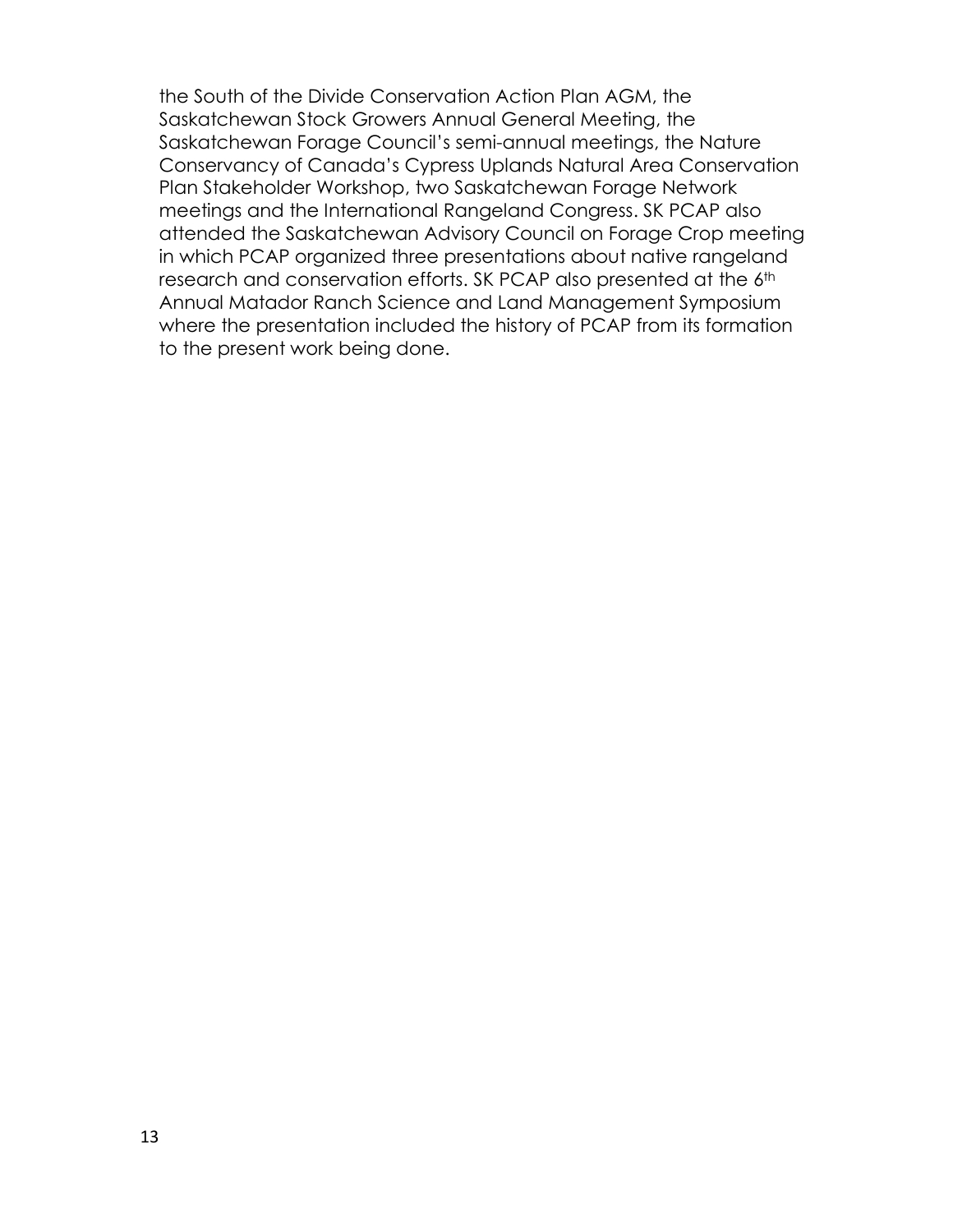the South of the Divide Conservation Action Plan AGM, the Saskatchewan Stock Growers Annual General Meeting, the Saskatchewan Forage Council's semi-annual meetings, the Nature Conservancy of Canada's Cypress Uplands Natural Area Conservation Plan Stakeholder Workshop, two Saskatchewan Forage Network meetings and the International Rangeland Congress. SK PCAP also attended the Saskatchewan Advisory Council on Forage Crop meeting in which PCAP organized three presentations about native rangeland research and conservation efforts. SK PCAP also presented at the 6th Annual Matador Ranch Science and Land Management Symposium where the presentation included the history of PCAP from its formation to the present work being done.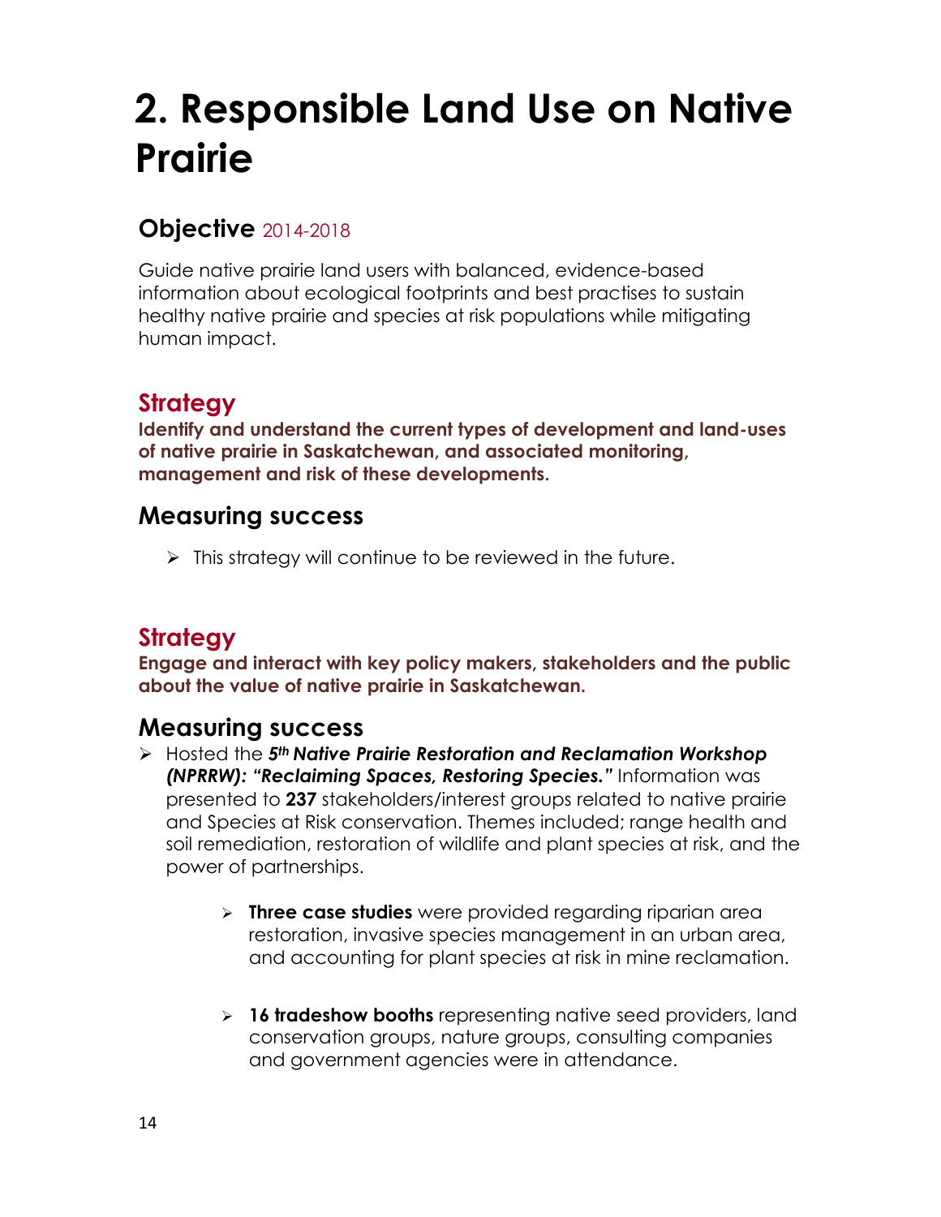# 2. Responsible Land Use on Native Prairie

## Objective 2014-2018

Guide native prairie land users with balanced, evidence-based information about ecological footprints and best practises to sustain healthy native prairie and species at risk populations while mitigating human impact.

## Strategy

**Identify and understand the current types of development and land-uses of native prairie in Saskatchewan, and associated monitoring, management and risk of these developments.**

## Measuring success

- This strategy will continue to be reviewed in the future.

## Strategy

**Engage and interact with key policy makers, stakeholders and the public about the value of native prairie in Saskatchewan.**

## Measuring success

- Hosted the ***5th Native Prairie Restoration and Reclamation Workshop (NPRRW): "Reclaiming Spaces, Restoring Species."*** Information was presented to **237** stakeholders/interest groups related to native prairie and Species at Risk conservation. Themes included; range health and soil remediation, restoration of wildlife and plant species at risk, and the power of partnerships.
    - **Three case studies** were provided regarding riparian area restoration, invasive species management in an urban area, and accounting for plant species at risk in mine reclamation.
    - **16 tradeshow booths** representing native seed providers, land conservation groups, nature groups, consulting companies and government agencies were in attendance.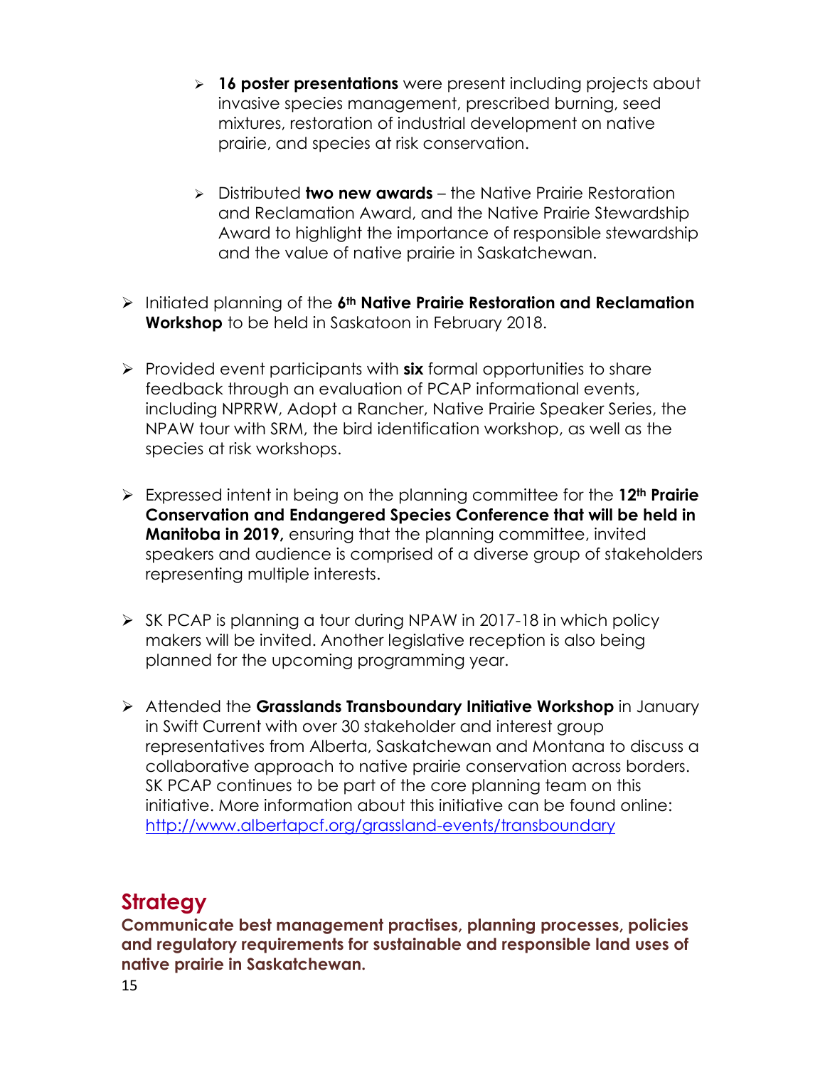- **16 poster presentations** were present including projects about invasive species management, prescribed burning, seed mixtures, restoration of industrial development on native prairie, and species at risk conservation.

   - Distributed **two new awards** – the Native Prairie Restoration and Reclamation Award, and the Native Prairie Stewardship Award to highlight the importance of responsible stewardship and the value of native prairie in Saskatchewan.

- Initiated planning of the **6th Native Prairie Restoration and Reclamation Workshop** to be held in Saskatoon in February 2018.

- Provided event participants with **six** formal opportunities to share feedback through an evaluation of PCAP informational events, including NPRRW, Adopt a Rancher, Native Prairie Speaker Series, the NPAW tour with SRM, the bird identification workshop, as well as the species at risk workshops.

- Expressed intent in being on the planning committee for the **12th Prairie Conservation and Endangered Species Conference that will be held in Manitoba in 2019,** ensuring that the planning committee, invited speakers and audience is comprised of a diverse group of stakeholders representing multiple interests.

- SK PCAP is planning a tour during NPAW in 2017-18 in which policy makers will be invited. Another legislative reception is also being planned for the upcoming programming year.

- Attended the **Grasslands Transboundary Initiative Workshop** in January in Swift Current with over 30 stakeholder and interest group representatives from Alberta, Saskatchewan and Montana to discuss a collaborative approach to native prairie conservation across borders. SK PCAP continues to be part of the core planning team on this initiative. More information about this initiative can be found online: [http://www.albertapcf.org/grassland-events/transboundary](http://www.albertapcf.org/grassland-events/transboundary)

## Strategy

**Communicate best management practises, planning processes, policies and regulatory requirements for sustainable and responsible land uses of native prairie in Saskatchewan.**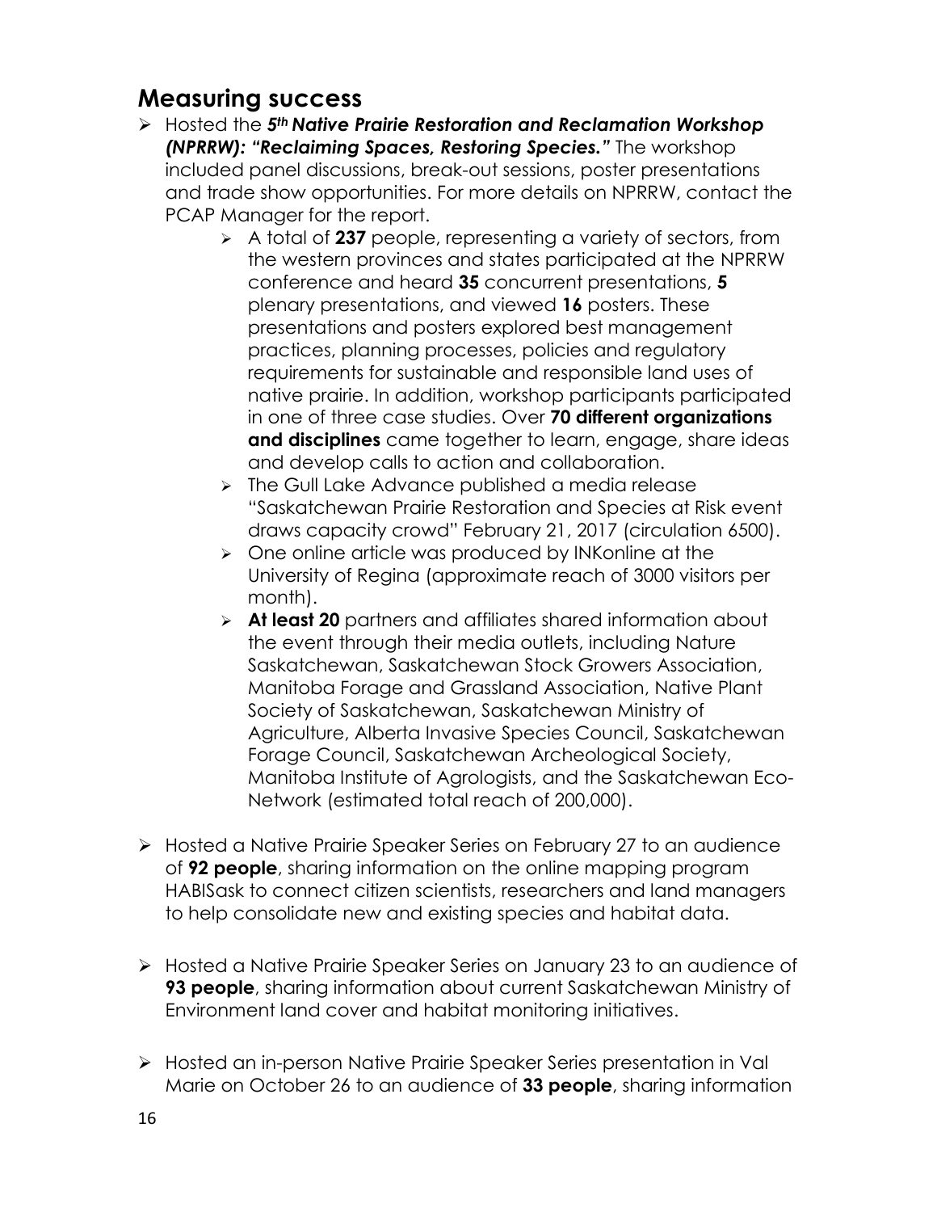## Measuring success

- Hosted the ***5th Native Prairie Restoration and Reclamation Workshop (NPRRW): "Reclaiming Spaces, Restoring Species."*** The workshop included panel discussions, break-out sessions, poster presentations and trade show opportunities. For more details on NPRRW, contact the PCAP Manager for the report.
  - A total of **237** people, representing a variety of sectors, from the western provinces and states participated at the NPRRW conference and heard **35** concurrent presentations, **5** plenary presentations, and viewed **16** posters. These presentations and posters explored best management practices, planning processes, policies and regulatory requirements for sustainable and responsible land uses of native prairie. In addition, workshop participants participated in one of three case studies. Over **70 different organizations and disciplines** came together to learn, engage, share ideas and develop calls to action and collaboration.
  - The Gull Lake Advance published a media release "Saskatchewan Prairie Restoration and Species at Risk event draws capacity crowd" February 21, 2017 (circulation 6500).
  - One online article was produced by INKonline at the University of Regina (approximate reach of 3000 visitors per month).
  - **At least 20** partners and affiliates shared information about the event through their media outlets, including Nature Saskatchewan, Saskatchewan Stock Growers Association, Manitoba Forage and Grassland Association, Native Plant Society of Saskatchewan, Saskatchewan Ministry of Agriculture, Alberta Invasive Species Council, Saskatchewan Forage Council, Saskatchewan Archeological Society, Manitoba Institute of Agrologists, and the Saskatchewan Eco-Network (estimated total reach of 200,000).

- Hosted a Native Prairie Speaker Series on February 27 to an audience of **92 people**, sharing information on the online mapping program HABISask to connect citizen scientists, researchers and land managers to help consolidate new and existing species and habitat data.

- Hosted a Native Prairie Speaker Series on January 23 to an audience of **93 people**, sharing information about current Saskatchewan Ministry of Environment land cover and habitat monitoring initiatives.

- Hosted an in-person Native Prairie Speaker Series presentation in Val Marie on October 26 to an audience of **33 people**, sharing information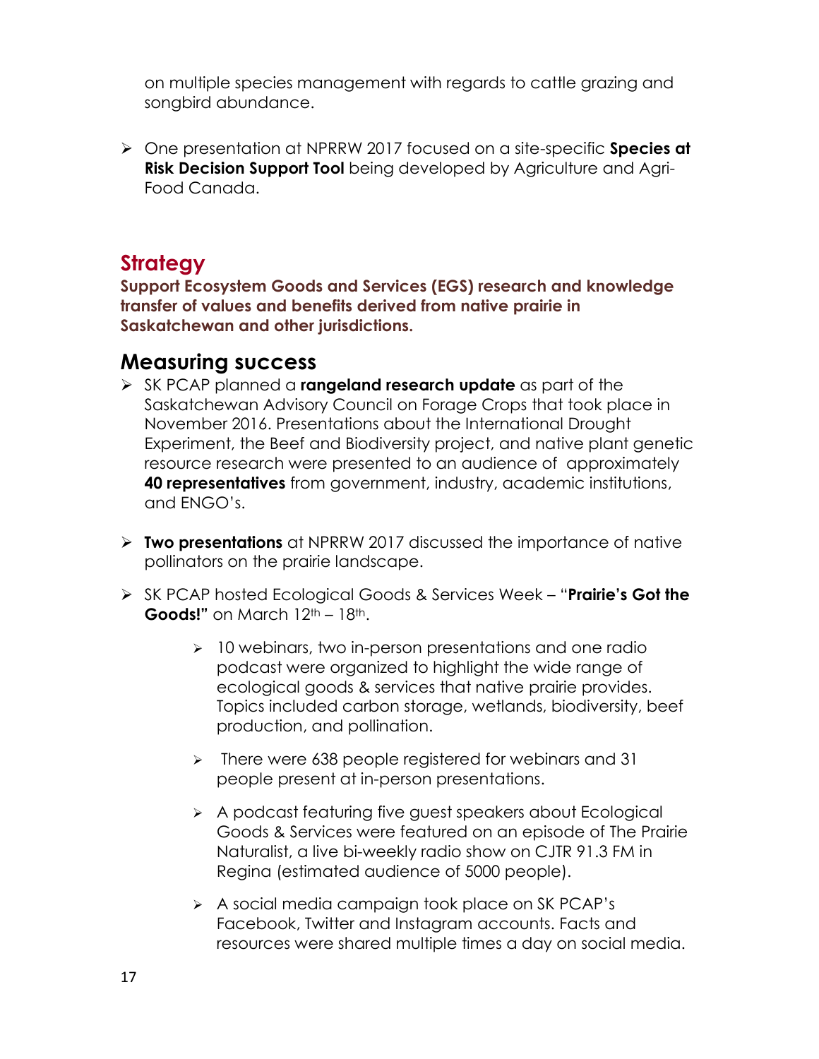on multiple species management with regards to cattle grazing and songbird abundance.

- One presentation at NPRRW 2017 focused on a site-specific **Species at Risk Decision Support Tool** being developed by Agriculture and Agri-Food Canada.

## Strategy

**Support Ecosystem Goods and Services (EGS) research and knowledge transfer of values and benefits derived from native prairie in Saskatchewan and other jurisdictions.**

## Measuring success

- SK PCAP planned a **rangeland research update** as part of the Saskatchewan Advisory Council on Forage Crops that took place in November 2016. Presentations about the International Drought Experiment, the Beef and Biodiversity project, and native plant genetic resource research were presented to an audience of approximately **40 representatives** from government, industry, academic institutions, and ENGO's.

- **Two presentations** at NPRRW 2017 discussed the importance of native pollinators on the prairie landscape.

- SK PCAP hosted Ecological Goods & Services Week – "**Prairie's Got the Goods!"** on March 12th – 18th.

    - 10 webinars, two in-person presentations and one radio podcast were organized to highlight the wide range of ecological goods & services that native prairie provides. Topics included carbon storage, wetlands, biodiversity, beef production, and pollination.

    - There were 638 people registered for webinars and 31 people present at in-person presentations.

    - A podcast featuring five guest speakers about Ecological Goods & Services were featured on an episode of The Prairie Naturalist, a live bi-weekly radio show on CJTR 91.3 FM in Regina (estimated audience of 5000 people).

    - A social media campaign took place on SK PCAP's Facebook, Twitter and Instagram accounts. Facts and resources were shared multiple times a day on social media.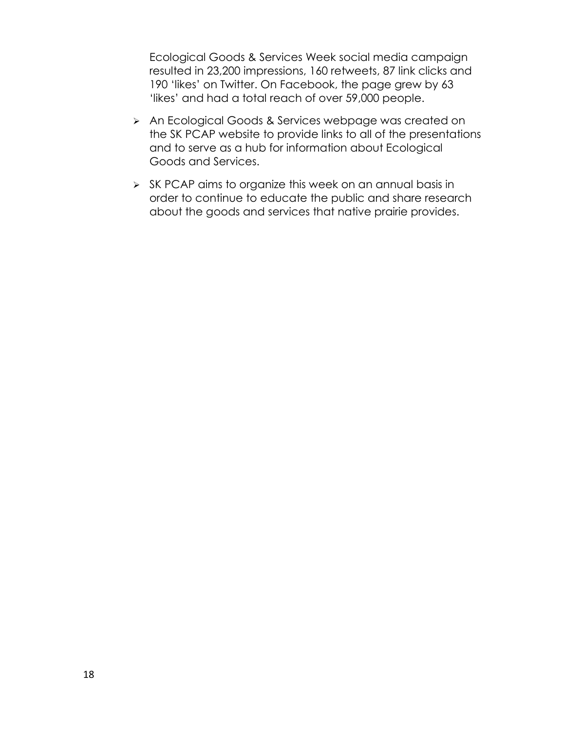Ecological Goods & Services Week social media campaign resulted in 23,200 impressions, 160 retweets, 87 link clicks and 190 'likes' on Twitter. On Facebook, the page grew by 63 'likes' and had a total reach of over 59,000 people.

- An Ecological Goods & Services webpage was created on the SK PCAP website to provide links to all of the presentations and to serve as a hub for information about Ecological Goods and Services.
- SK PCAP aims to organize this week on an annual basis in order to continue to educate the public and share research about the goods and services that native prairie provides.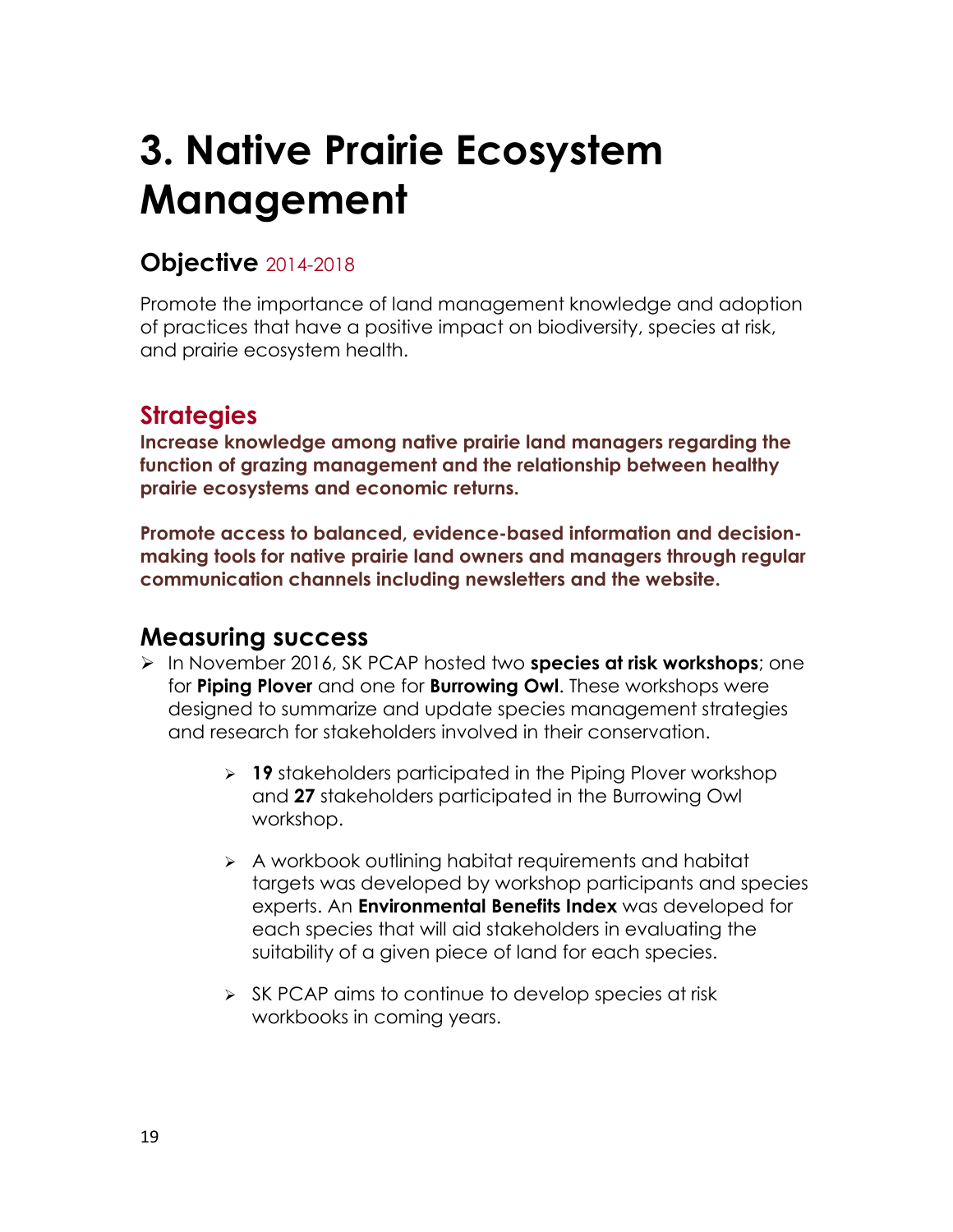# 3. Native Prairie Ecosystem Management

## Objective 2014-2018

Promote the importance of land management knowledge and adoption of practices that have a positive impact on biodiversity, species at risk, and prairie ecosystem health.

## Strategies

**Increase knowledge among native prairie land managers regarding the function of grazing management and the relationship between healthy prairie ecosystems and economic returns.**

**Promote access to balanced, evidence-based information and decision-making tools for native prairie land owners and managers through regular communication channels including newsletters and the website.**

## Measuring success

- In November 2016, SK PCAP hosted two **species at risk workshops**; one for **Piping Plover** and one for **Burrowing Owl**. These workshops were designed to summarize and update species management strategies and research for stakeholders involved in their conservation.
    - **19** stakeholders participated in the Piping Plover workshop and **27** stakeholders participated in the Burrowing Owl workshop.
    - A workbook outlining habitat requirements and habitat targets was developed by workshop participants and species experts. An **Environmental Benefits Index** was developed for each species that will aid stakeholders in evaluating the suitability of a given piece of land for each species.
    - SK PCAP aims to continue to develop species at risk workbooks in coming years.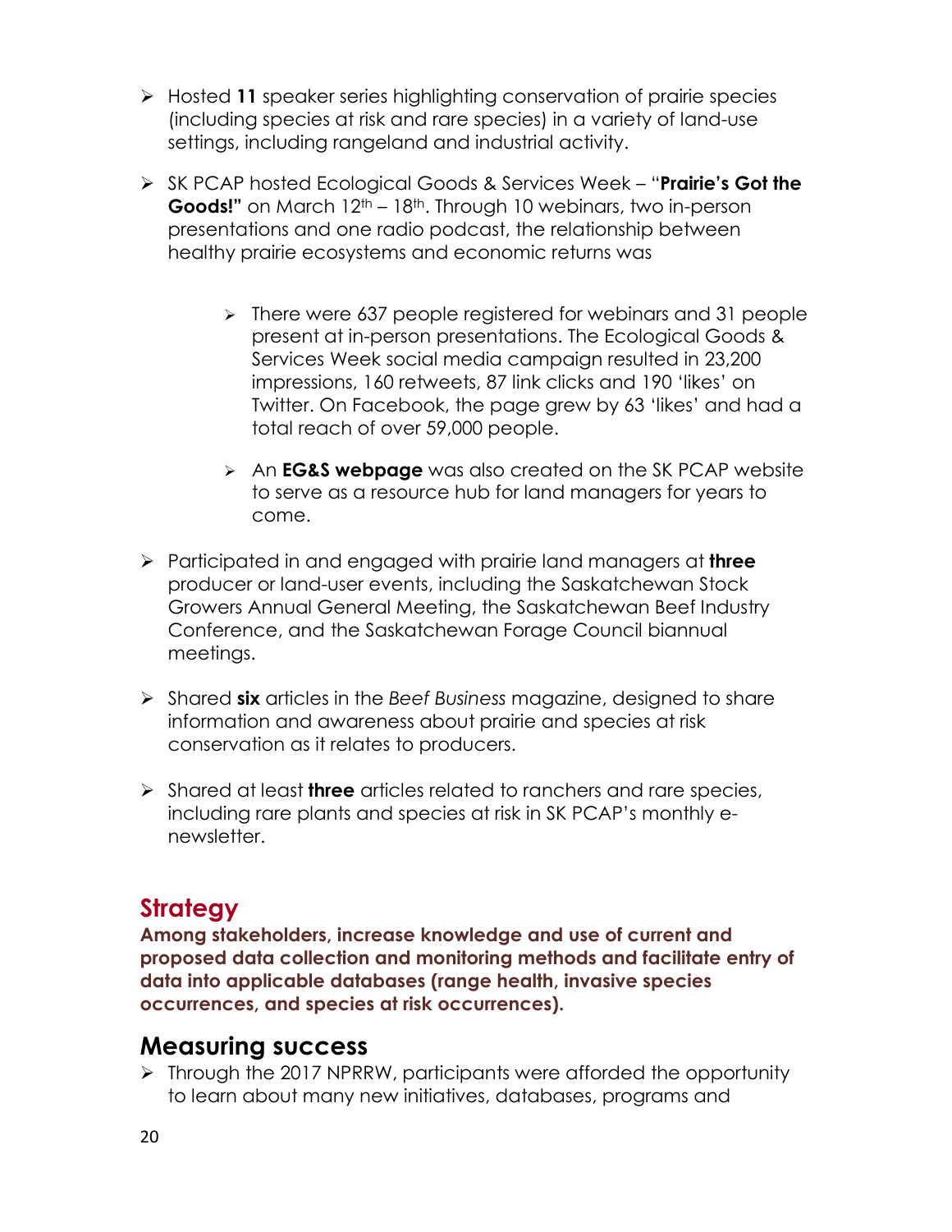- Hosted **11** speaker series highlighting conservation of prairie species (including species at risk and rare species) in a variety of land-use settings, including rangeland and industrial activity.
- SK PCAP hosted Ecological Goods & Services Week – "**Prairie's Got the Goods!"** on March 12th – 18th. Through 10 webinars, two in-person presentations and one radio podcast, the relationship between healthy prairie ecosystems and economic returns was
    - There were 637 people registered for webinars and 31 people present at in-person presentations. The Ecological Goods & Services Week social media campaign resulted in 23,200 impressions, 160 retweets, 87 link clicks and 190 'likes' on Twitter. On Facebook, the page grew by 63 'likes' and had a total reach of over 59,000 people.
    - An **EG&S webpage** was also created on the SK PCAP website to serve as a resource hub for land managers for years to come.
- Participated in and engaged with prairie land managers at **three** producer or land-user events, including the Saskatchewan Stock Growers Annual General Meeting, the Saskatchewan Beef Industry Conference, and the Saskatchewan Forage Council biannual meetings.
- Shared **six** articles in the *Beef Business* magazine, designed to share information and awareness about prairie and species at risk conservation as it relates to producers.
- Shared at least **three** articles related to ranchers and rare species, including rare plants and species at risk in SK PCAP's monthly e-newsletter.

## Strategy

**Among stakeholders, increase knowledge and use of current and proposed data collection and monitoring methods and facilitate entry of data into applicable databases (range health, invasive species occurrences, and species at risk occurrences).**

## Measuring success

- Through the 2017 NPRRW, participants were afforded the opportunity to learn about many new initiatives, databases, programs and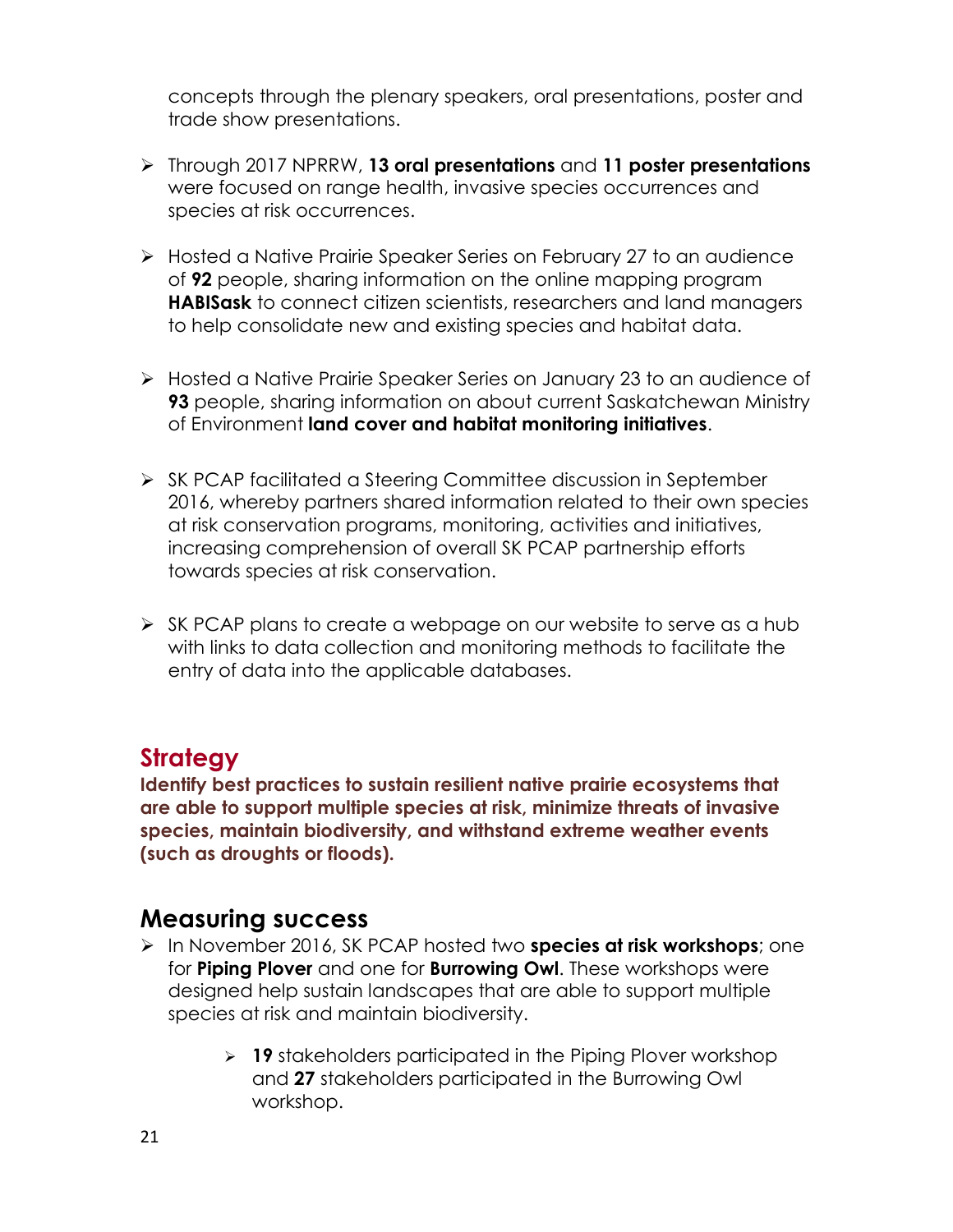concepts through the plenary speakers, oral presentations, poster and trade show presentations.

- Through 2017 NPRRW, **13 oral presentations** and **11 poster presentations** were focused on range health, invasive species occurrences and species at risk occurrences.

- Hosted a Native Prairie Speaker Series on February 27 to an audience of **92** people, sharing information on the online mapping program **HABISask** to connect citizen scientists, researchers and land managers to help consolidate new and existing species and habitat data.

- Hosted a Native Prairie Speaker Series on January 23 to an audience of **93** people, sharing information on about current Saskatchewan Ministry of Environment **land cover and habitat monitoring initiatives**.

- SK PCAP facilitated a Steering Committee discussion in September 2016, whereby partners shared information related to their own species at risk conservation programs, monitoring, activities and initiatives, increasing comprehension of overall SK PCAP partnership efforts towards species at risk conservation.

- SK PCAP plans to create a webpage on our website to serve as a hub with links to data collection and monitoring methods to facilitate the entry of data into the applicable databases.

## Strategy

**Identify best practices to sustain resilient native prairie ecosystems that are able to support multiple species at risk, minimize threats of invasive species, maintain biodiversity, and withstand extreme weather events (such as droughts or floods).**

## Measuring success

- In November 2016, SK PCAP hosted two **species at risk workshops**; one for **Piping Plover** and one for **Burrowing Owl**. These workshops were designed help sustain landscapes that are able to support multiple species at risk and maintain biodiversity.

    - **19** stakeholders participated in the Piping Plover workshop and **27** stakeholders participated in the Burrowing Owl workshop.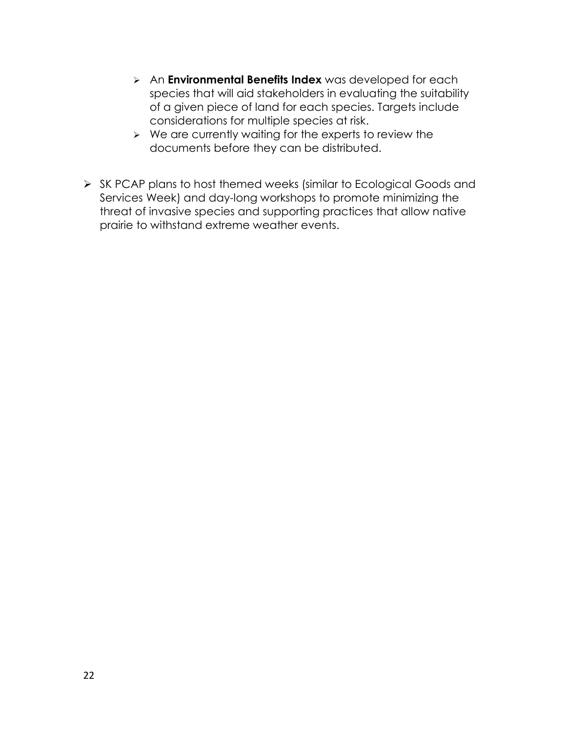- An **Environmental Benefits Index** was developed for each species that will aid stakeholders in evaluating the suitability of a given piece of land for each species. Targets include considerations for multiple species at risk.
  - We are currently waiting for the experts to review the documents before they can be distributed.

- SK PCAP plans to host themed weeks (similar to Ecological Goods and Services Week) and day-long workshops to promote minimizing the threat of invasive species and supporting practices that allow native prairie to withstand extreme weather events.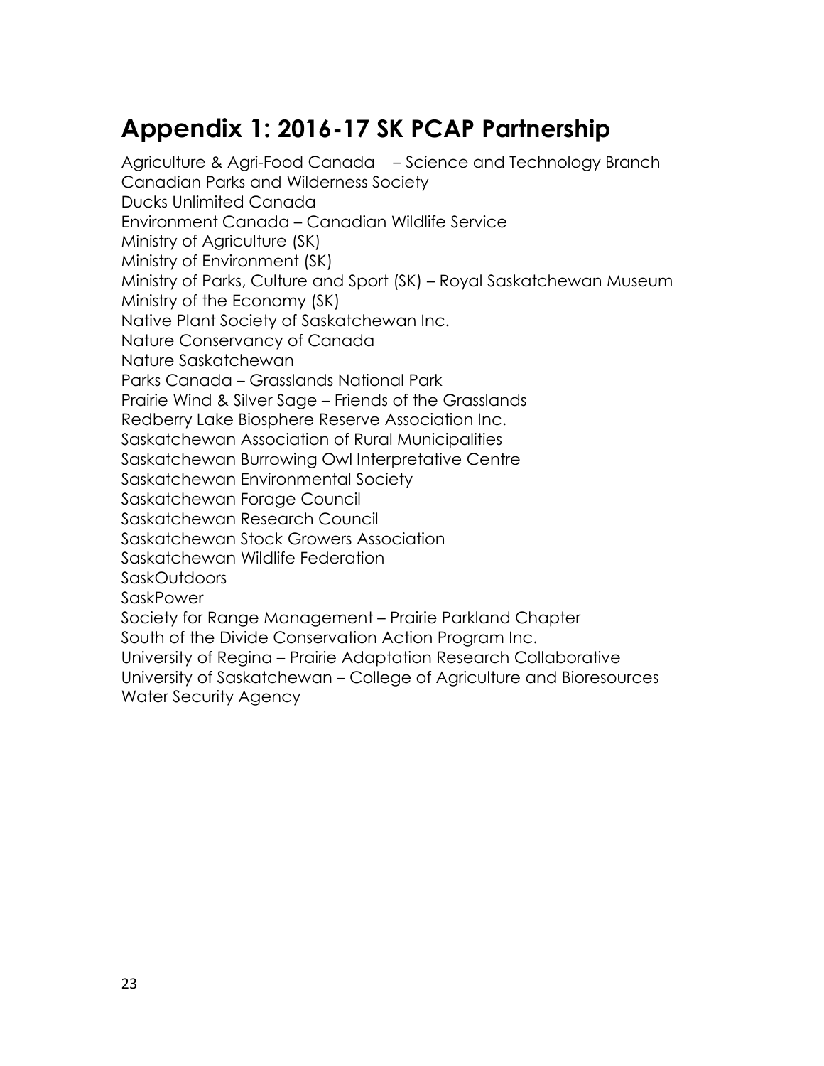# Appendix 1: 2016-17 SK PCAP Partnership

Agriculture & Agri-Food Canada – Science and Technology Branch
Canadian Parks and Wilderness Society
Ducks Unlimited Canada
Environment Canada – Canadian Wildlife Service
Ministry of Agriculture (SK)
Ministry of Environment (SK)
Ministry of Parks, Culture and Sport (SK) – Royal Saskatchewan Museum
Ministry of the Economy (SK)
Native Plant Society of Saskatchewan Inc.
Nature Conservancy of Canada
Nature Saskatchewan
Parks Canada – Grasslands National Park
Prairie Wind & Silver Sage – Friends of the Grasslands
Redberry Lake Biosphere Reserve Association Inc.
Saskatchewan Association of Rural Municipalities
Saskatchewan Burrowing Owl Interpretative Centre
Saskatchewan Environmental Society
Saskatchewan Forage Council
Saskatchewan Research Council
Saskatchewan Stock Growers Association
Saskatchewan Wildlife Federation
SaskOutdoors
SaskPower
Society for Range Management – Prairie Parkland Chapter
South of the Divide Conservation Action Program Inc.
University of Regina – Prairie Adaptation Research Collaborative
University of Saskatchewan – College of Agriculture and Bioresources
Water Security Agency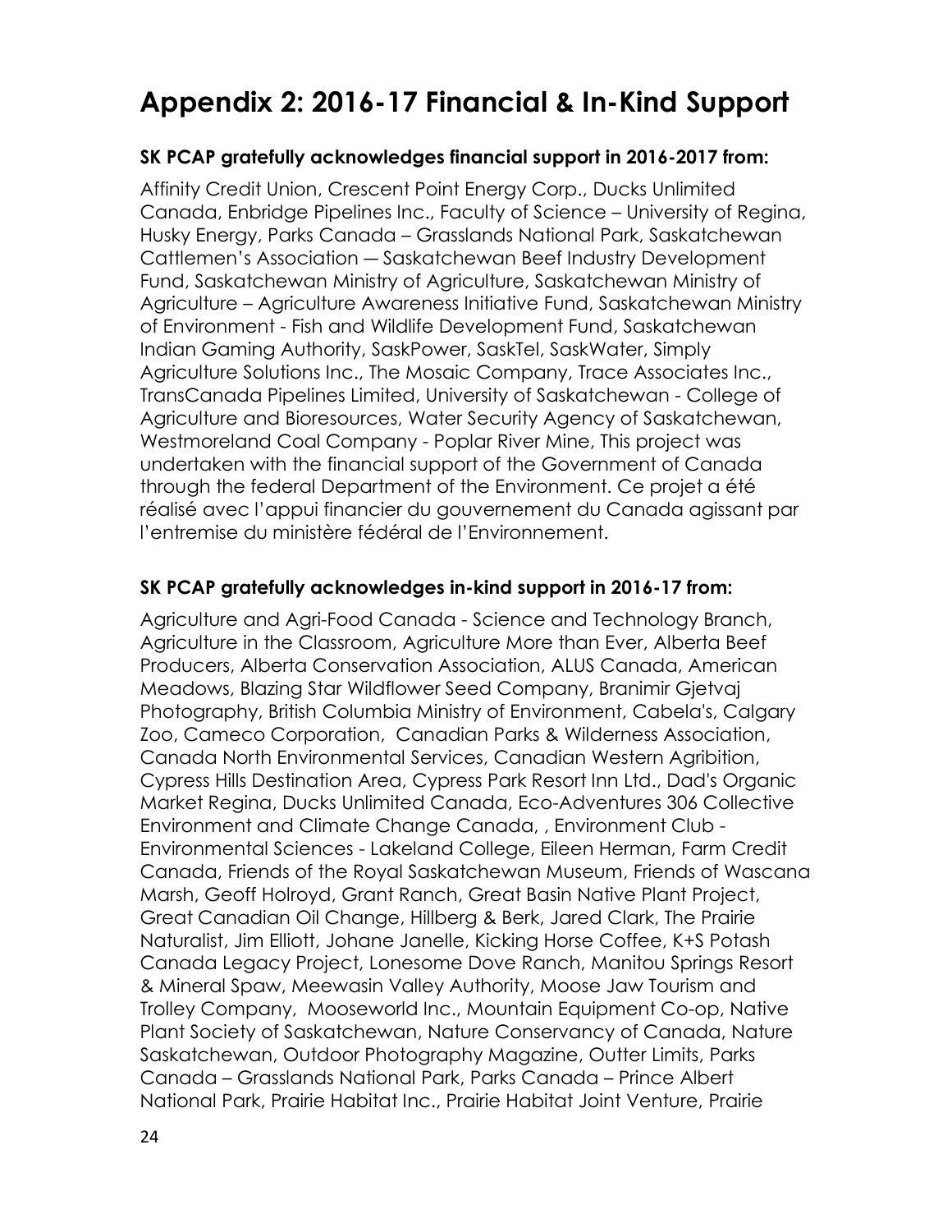# Appendix 2: 2016-17 Financial & In-Kind Support

**SK PCAP gratefully acknowledges financial support in 2016-2017 from:**

Affinity Credit Union, Crescent Point Energy Corp., Ducks Unlimited Canada, Enbridge Pipelines Inc., Faculty of Science – University of Regina, Husky Energy, Parks Canada – Grasslands National Park, Saskatchewan Cattlemen's Association — Saskatchewan Beef Industry Development Fund, Saskatchewan Ministry of Agriculture, Saskatchewan Ministry of Agriculture – Agriculture Awareness Initiative Fund, Saskatchewan Ministry of Environment - Fish and Wildlife Development Fund, Saskatchewan Indian Gaming Authority, SaskPower, SaskTel, SaskWater, Simply Agriculture Solutions Inc., The Mosaic Company, Trace Associates Inc., TransCanada Pipelines Limited, University of Saskatchewan - College of Agriculture and Bioresources, Water Security Agency of Saskatchewan, Westmoreland Coal Company - Poplar River Mine, This project was undertaken with the financial support of the Government of Canada through the federal Department of the Environment. Ce projet a été réalisé avec l'appui financier du gouvernement du Canada agissant par l'entremise du ministère fédéral de l'Environnement.

**SK PCAP gratefully acknowledges in-kind support in 2016-17 from:**

Agriculture and Agri-Food Canada - Science and Technology Branch, Agriculture in the Classroom, Agriculture More than Ever, Alberta Beef Producers, Alberta Conservation Association, ALUS Canada, American Meadows, Blazing Star Wildflower Seed Company, Branimir Gjetvaj Photography, British Columbia Ministry of Environment, Cabela's, Calgary Zoo, Cameco Corporation, Canadian Parks & Wilderness Association, Canada North Environmental Services, Canadian Western Agribition, Cypress Hills Destination Area, Cypress Park Resort Inn Ltd., Dad's Organic Market Regina, Ducks Unlimited Canada, Eco-Adventures 306 Collective Environment and Climate Change Canada, , Environment Club - Environmental Sciences - Lakeland College, Eileen Herman, Farm Credit Canada, Friends of the Royal Saskatchewan Museum, Friends of Wascana Marsh, Geoff Holroyd, Grant Ranch, Great Basin Native Plant Project, Great Canadian Oil Change, Hillberg & Berk, Jared Clark, The Prairie Naturalist, Jim Elliott, Johane Janelle, Kicking Horse Coffee, K+S Potash Canada Legacy Project, Lonesome Dove Ranch, Manitou Springs Resort & Mineral Spaw, Meewasin Valley Authority, Moose Jaw Tourism and Trolley Company, Mooseworld Inc., Mountain Equipment Co-op, Native Plant Society of Saskatchewan, Nature Conservancy of Canada, Nature Saskatchewan, Outdoor Photography Magazine, Outter Limits, Parks Canada – Grasslands National Park, Parks Canada – Prince Albert National Park, Prairie Habitat Inc., Prairie Habitat Joint Venture, Prairie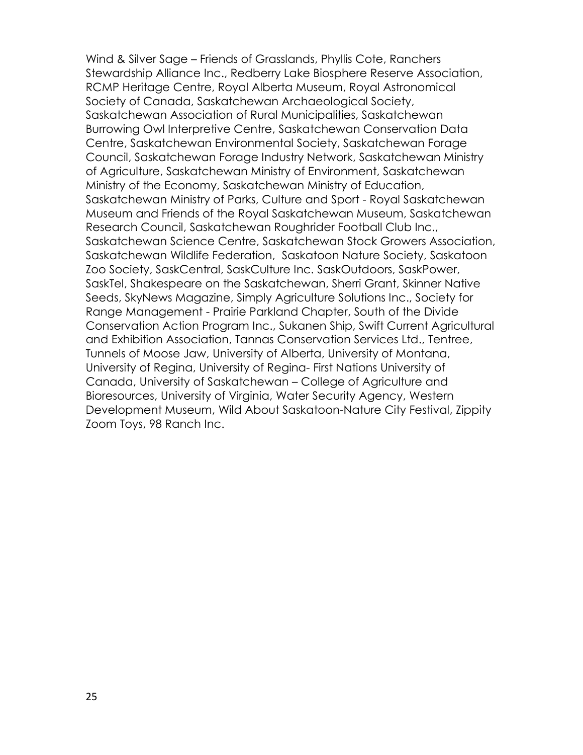Wind & Silver Sage – Friends of Grasslands, Phyllis Cote, Ranchers Stewardship Alliance Inc., Redberry Lake Biosphere Reserve Association, RCMP Heritage Centre, Royal Alberta Museum, Royal Astronomical Society of Canada, Saskatchewan Archaeological Society, Saskatchewan Association of Rural Municipalities, Saskatchewan Burrowing Owl Interpretive Centre, Saskatchewan Conservation Data Centre, Saskatchewan Environmental Society, Saskatchewan Forage Council, Saskatchewan Forage Industry Network, Saskatchewan Ministry of Agriculture, Saskatchewan Ministry of Environment, Saskatchewan Ministry of the Economy, Saskatchewan Ministry of Education, Saskatchewan Ministry of Parks, Culture and Sport - Royal Saskatchewan Museum and Friends of the Royal Saskatchewan Museum, Saskatchewan Research Council, Saskatchewan Roughrider Football Club Inc., Saskatchewan Science Centre, Saskatchewan Stock Growers Association, Saskatchewan Wildlife Federation, Saskatoon Nature Society, Saskatoon Zoo Society, SaskCentral, SaskCulture Inc. SaskOutdoors, SaskPower, SaskTel, Shakespeare on the Saskatchewan, Sherri Grant, Skinner Native Seeds, SkyNews Magazine, Simply Agriculture Solutions Inc., Society for Range Management - Prairie Parkland Chapter, South of the Divide Conservation Action Program Inc., Sukanen Ship, Swift Current Agricultural and Exhibition Association, Tannas Conservation Services Ltd., Tentree, Tunnels of Moose Jaw, University of Alberta, University of Montana, University of Regina, University of Regina- First Nations University of Canada, University of Saskatchewan – College of Agriculture and Bioresources, University of Virginia, Water Security Agency, Western Development Museum, Wild About Saskatoon-Nature City Festival, Zippity Zoom Toys, 98 Ranch Inc.